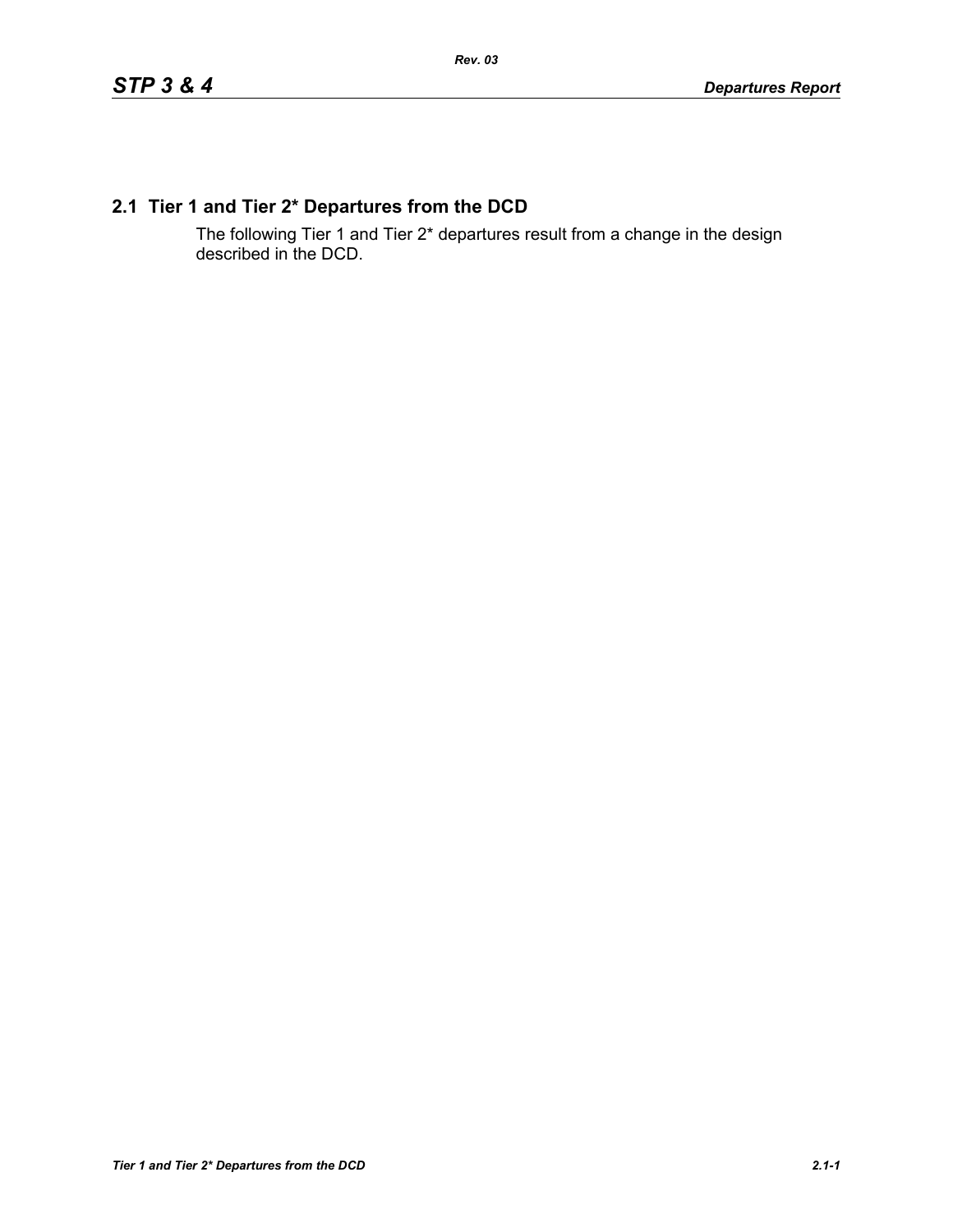## 2.1 Tier 1 and Tier 2* Departures from the DCD

The following Tier 1 and Tier 2* departures result from a change in the design described in the DCD.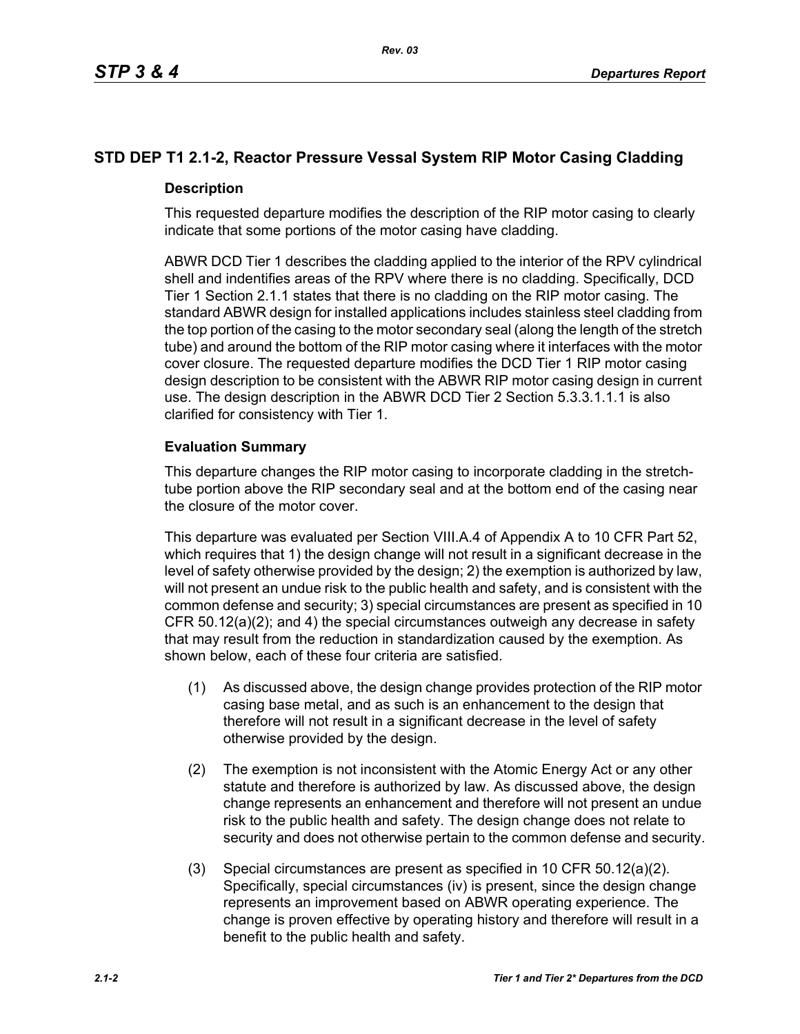## STD DEP T1 2.1-2, Reactor Pressure Vessal System RIP Motor Casing Cladding

### Description

This requested departure modifies the description of the RIP motor casing to clearly indicate that some portions of the motor casing have cladding.

ABWR DCD Tier 1 describes the cladding applied to the interior of the RPV cylindrical shell and indentifies areas of the RPV where there is no cladding. Specifically, DCD Tier 1 Section 2.1.1 states that there is no cladding on the RIP motor casing. The standard ABWR design for installed applications includes stainless steel cladding from the top portion of the casing to the motor secondary seal (along the length of the stretch tube) and around the bottom of the RIP motor casing where it interfaces with the motor cover closure. The requested departure modifies the DCD Tier 1 RIP motor casing design description to be consistent with the ABWR RIP motor casing design in current use. The design description in the ABWR DCD Tier 2 Section 5.3.3.1.1.1 is also clarified for consistency with Tier 1.

### Evaluation Summary

This departure changes the RIP motor casing to incorporate cladding in the stretch-tube portion above the RIP secondary seal and at the bottom end of the casing near the closure of the motor cover.

This departure was evaluated per Section VIII.A.4 of Appendix A to 10 CFR Part 52, which requires that 1) the design change will not result in a significant decrease in the level of safety otherwise provided by the design; 2) the exemption is authorized by law, will not present an undue risk to the public health and safety, and is consistent with the common defense and security; 3) special circumstances are present as specified in 10 CFR 50.12(a)(2); and 4) the special circumstances outweigh any decrease in safety that may result from the reduction in standardization caused by the exemption. As shown below, each of these four criteria are satisfied.

(1) As discussed above, the design change provides protection of the RIP motor casing base metal, and as such is an enhancement to the design that therefore will not result in a significant decrease in the level of safety otherwise provided by the design.

(2) The exemption is not inconsistent with the Atomic Energy Act or any other statute and therefore is authorized by law. As discussed above, the design change represents an enhancement and therefore will not present an undue risk to the public health and safety. The design change does not relate to security and does not otherwise pertain to the common defense and security.

(3) Special circumstances are present as specified in 10 CFR 50.12(a)(2). Specifically, special circumstances (iv) is present, since the design change represents an improvement based on ABWR operating experience. The change is proven effective by operating history and therefore will result in a benefit to the public health and safety.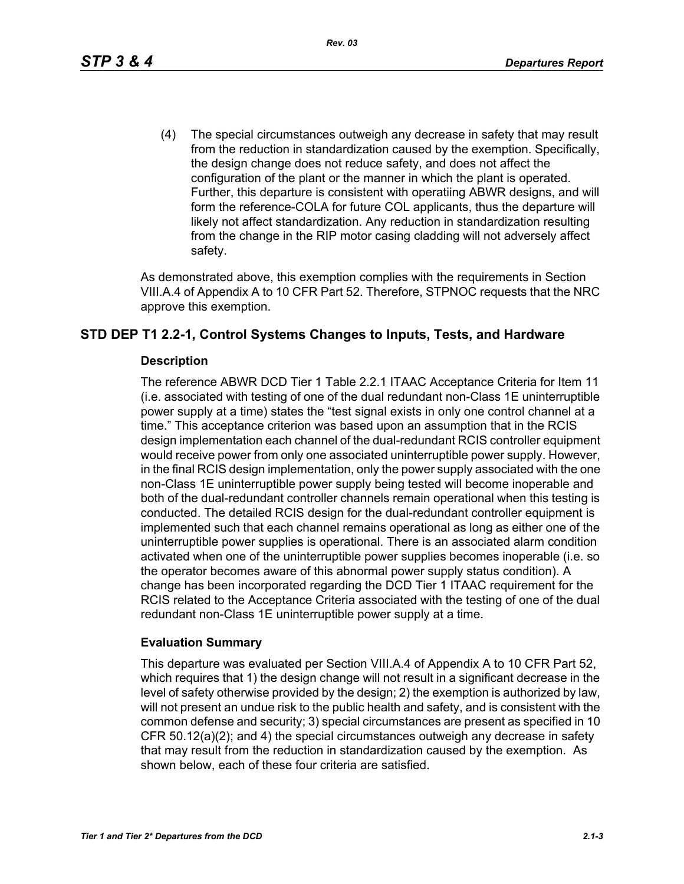(4) The special circumstances outweigh any decrease in safety that may result from the reduction in standardization caused by the exemption. Specifically, the design change does not reduce safety, and does not affect the configuration of the plant or the manner in which the plant is operated. Further, this departure is consistent with operatiing ABWR designs, and will form the reference-COLA for future COL applicants, thus the departure will likely not affect standardization. Any reduction in standardization resulting from the change in the RIP motor casing cladding will not adversely affect safety.

As demonstrated above, this exemption complies with the requirements in Section VIII.A.4 of Appendix A to 10 CFR Part 52. Therefore, STPNOC requests that the NRC approve this exemption.

## STD DEP T1 2.2-1, Control Systems Changes to Inputs, Tests, and Hardware

### Description

The reference ABWR DCD Tier 1 Table 2.2.1 ITAAC Acceptance Criteria for Item 11 (i.e. associated with testing of one of the dual redundant non-Class 1E uninterruptible power supply at a time) states the "test signal exists in only one control channel at a time." This acceptance criterion was based upon an assumption that in the RCIS design implementation each channel of the dual-redundant RCIS controller equipment would receive power from only one associated uninterruptible power supply. However, in the final RCIS design implementation, only the power supply associated with the one non-Class 1E uninterruptible power supply being tested will become inoperable and both of the dual-redundant controller channels remain operational when this testing is conducted. The detailed RCIS design for the dual-redundant controller equipment is implemented such that each channel remains operational as long as either one of the uninterruptible power supplies is operational. There is an associated alarm condition activated when one of the uninterruptible power supplies becomes inoperable (i.e. so the operator becomes aware of this abnormal power supply status condition). A change has been incorporated regarding the DCD Tier 1 ITAAC requirement for the RCIS related to the Acceptance Criteria associated with the testing of one of the dual redundant non-Class 1E uninterruptible power supply at a time.

### Evaluation Summary

This departure was evaluated per Section VIII.A.4 of Appendix A to 10 CFR Part 52, which requires that 1) the design change will not result in a significant decrease in the level of safety otherwise provided by the design; 2) the exemption is authorized by law, will not present an undue risk to the public health and safety, and is consistent with the common defense and security; 3) special circumstances are present as specified in 10 CFR 50.12(a)(2); and 4) the special circumstances outweigh any decrease in safety that may result from the reduction in standardization caused by the exemption. As shown below, each of these four criteria are satisfied.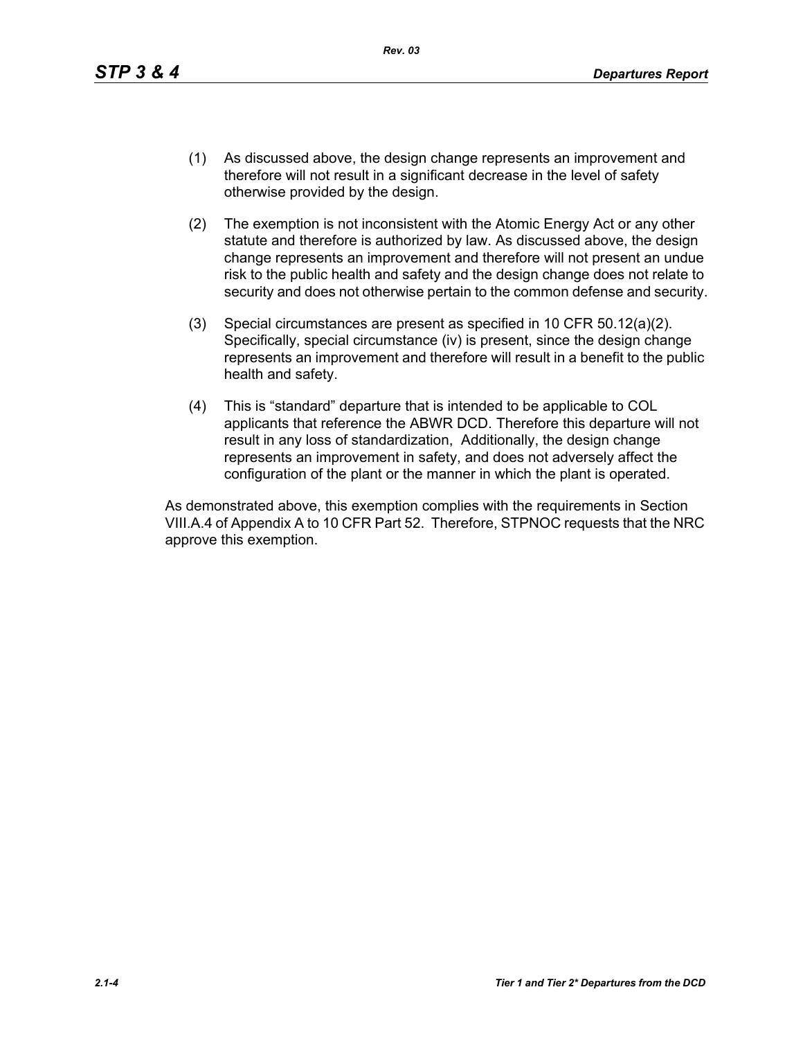(1) As discussed above, the design change represents an improvement and therefore will not result in a significant decrease in the level of safety otherwise provided by the design.

(2) The exemption is not inconsistent with the Atomic Energy Act or any other statute and therefore is authorized by law. As discussed above, the design change represents an improvement and therefore will not present an undue risk to the public health and safety and the design change does not relate to security and does not otherwise pertain to the common defense and security.

(3) Special circumstances are present as specified in 10 CFR 50.12(a)(2). Specifically, special circumstance (iv) is present, since the design change represents an improvement and therefore will result in a benefit to the public health and safety.

(4) This is "standard" departure that is intended to be applicable to COL applicants that reference the ABWR DCD. Therefore this departure will not result in any loss of standardization, Additionally, the design change represents an improvement in safety, and does not adversely affect the configuration of the plant or the manner in which the plant is operated.

As demonstrated above, this exemption complies with the requirements in Section VIII.A.4 of Appendix A to 10 CFR Part 52. Therefore, STPNOC requests that the NRC approve this exemption.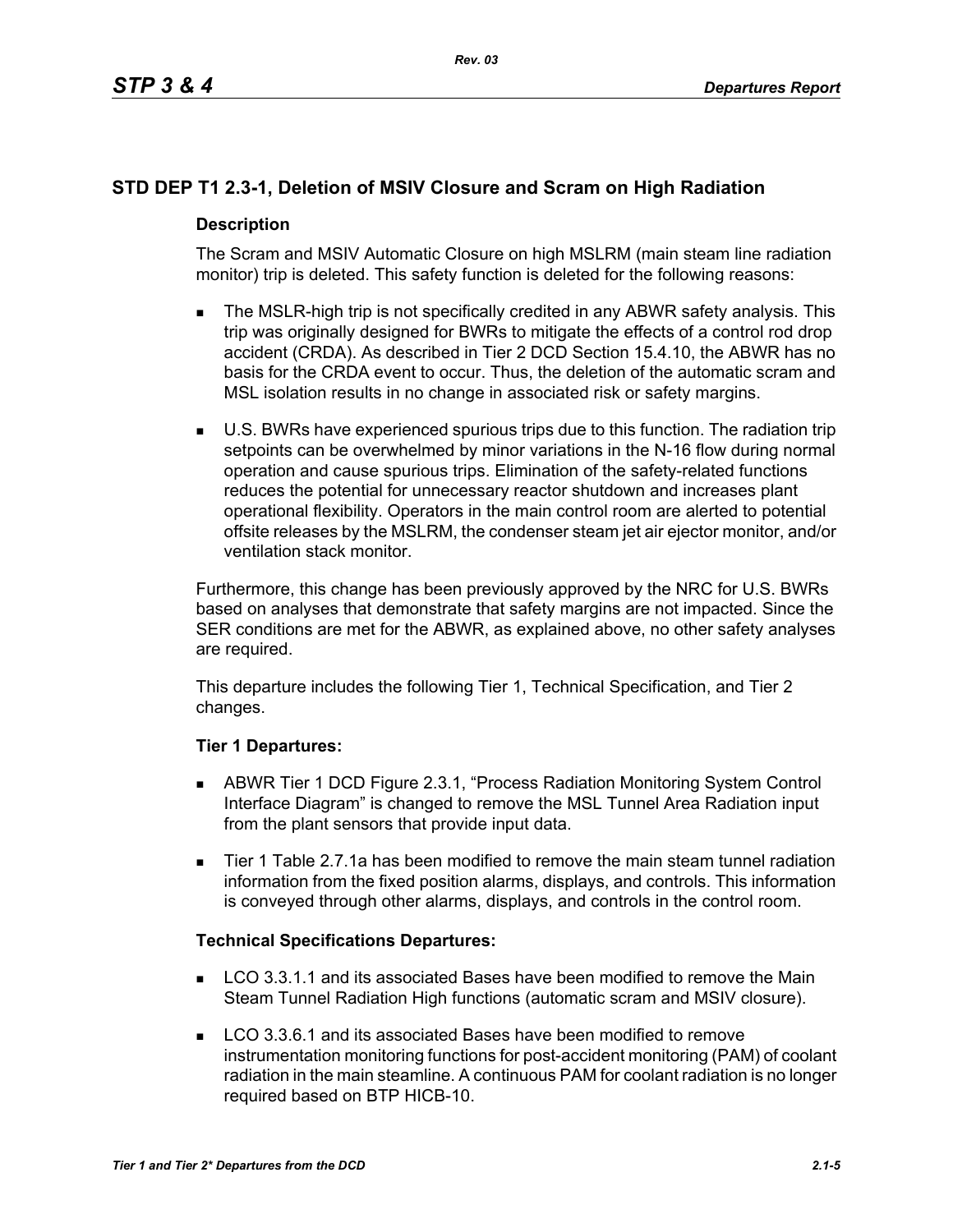## STD DEP T1 2.3-1, Deletion of MSIV Closure and Scram on High Radiation

### Description

The Scram and MSIV Automatic Closure on high MSLRM (main steam line radiation monitor) trip is deleted. This safety function is deleted for the following reasons:

- The MSLR-high trip is not specifically credited in any ABWR safety analysis. This trip was originally designed for BWRs to mitigate the effects of a control rod drop accident (CRDA). As described in Tier 2 DCD Section 15.4.10, the ABWR has no basis for the CRDA event to occur. Thus, the deletion of the automatic scram and MSL isolation results in no change in associated risk or safety margins.
- U.S. BWRs have experienced spurious trips due to this function. The radiation trip setpoints can be overwhelmed by minor variations in the N-16 flow during normal operation and cause spurious trips. Elimination of the safety-related functions reduces the potential for unnecessary reactor shutdown and increases plant operational flexibility. Operators in the main control room are alerted to potential offsite releases by the MSLRM, the condenser steam jet air ejector monitor, and/or ventilation stack monitor.

Furthermore, this change has been previously approved by the NRC for U.S. BWRs based on analyses that demonstrate that safety margins are not impacted. Since the SER conditions are met for the ABWR, as explained above, no other safety analyses are required.

This departure includes the following Tier 1, Technical Specification, and Tier 2 changes.

### Tier 1 Departures:

- ABWR Tier 1 DCD Figure 2.3.1, "Process Radiation Monitoring System Control Interface Diagram" is changed to remove the MSL Tunnel Area Radiation input from the plant sensors that provide input data.
- Tier 1 Table 2.7.1a has been modified to remove the main steam tunnel radiation information from the fixed position alarms, displays, and controls. This information is conveyed through other alarms, displays, and controls in the control room.

### Technical Specifications Departures:

- LCO 3.3.1.1 and its associated Bases have been modified to remove the Main Steam Tunnel Radiation High functions (automatic scram and MSIV closure).
- LCO 3.3.6.1 and its associated Bases have been modified to remove instrumentation monitoring functions for post-accident monitoring (PAM) of coolant radiation in the main steamline. A continuous PAM for coolant radiation is no longer required based on BTP HICB-10.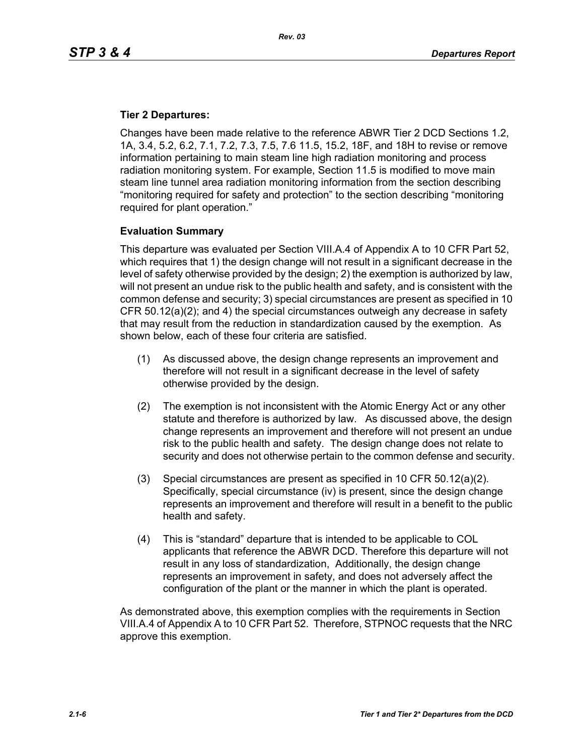**Tier 2 Departures:**

Changes have been made relative to the reference ABWR Tier 2 DCD Sections 1.2, 1A, 3.4, 5.2, 6.2, 7.1, 7.2, 7.3, 7.5, 7.6 11.5, 15.2, 18F, and 18H to revise or remove information pertaining to main steam line high radiation monitoring and process radiation monitoring system. For example, Section 11.5 is modified to move main steam line tunnel area radiation monitoring information from the section describing "monitoring required for safety and protection" to the section describing "monitoring required for plant operation."

**Evaluation Summary**

This departure was evaluated per Section VIII.A.4 of Appendix A to 10 CFR Part 52, which requires that 1) the design change will not result in a significant decrease in the level of safety otherwise provided by the design; 2) the exemption is authorized by law, will not present an undue risk to the public health and safety, and is consistent with the common defense and security; 3) special circumstances are present as specified in 10 CFR 50.12(a)(2); and 4) the special circumstances outweigh any decrease in safety that may result from the reduction in standardization caused by the exemption. As shown below, each of these four criteria are satisfied.

(1) As discussed above, the design change represents an improvement and therefore will not result in a significant decrease in the level of safety otherwise provided by the design.

(2) The exemption is not inconsistent with the Atomic Energy Act or any other statute and therefore is authorized by law. As discussed above, the design change represents an improvement and therefore will not present an undue risk to the public health and safety. The design change does not relate to security and does not otherwise pertain to the common defense and security.

(3) Special circumstances are present as specified in 10 CFR 50.12(a)(2). Specifically, special circumstance (iv) is present, since the design change represents an improvement and therefore will result in a benefit to the public health and safety.

(4) This is "standard" departure that is intended to be applicable to COL applicants that reference the ABWR DCD. Therefore this departure will not result in any loss of standardization, Additionally, the design change represents an improvement in safety, and does not adversely affect the configuration of the plant or the manner in which the plant is operated.

As demonstrated above, this exemption complies with the requirements in Section VIII.A.4 of Appendix A to 10 CFR Part 52. Therefore, STPNOC requests that the NRC approve this exemption.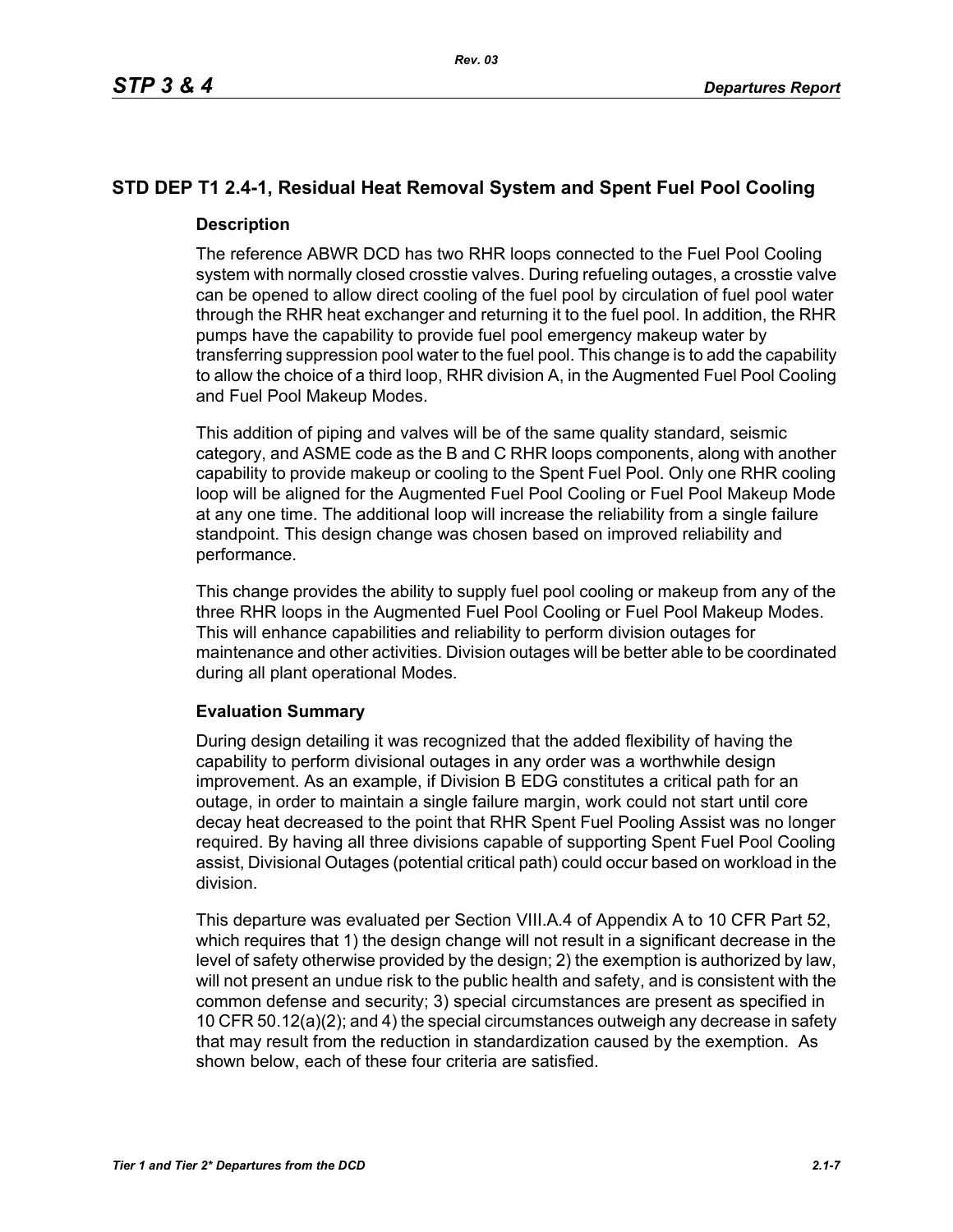## STD DEP T1 2.4-1, Residual Heat Removal System and Spent Fuel Pool Cooling

### Description

The reference ABWR DCD has two RHR loops connected to the Fuel Pool Cooling system with normally closed crosstie valves. During refueling outages, a crosstie valve can be opened to allow direct cooling of the fuel pool by circulation of fuel pool water through the RHR heat exchanger and returning it to the fuel pool. In addition, the RHR pumps have the capability to provide fuel pool emergency makeup water by transferring suppression pool water to the fuel pool. This change is to add the capability to allow the choice of a third loop, RHR division A, in the Augmented Fuel Pool Cooling and Fuel Pool Makeup Modes.

This addition of piping and valves will be of the same quality standard, seismic category, and ASME code as the B and C RHR loops components, along with another capability to provide makeup or cooling to the Spent Fuel Pool. Only one RHR cooling loop will be aligned for the Augmented Fuel Pool Cooling or Fuel Pool Makeup Mode at any one time. The additional loop will increase the reliability from a single failure standpoint. This design change was chosen based on improved reliability and performance.

This change provides the ability to supply fuel pool cooling or makeup from any of the three RHR loops in the Augmented Fuel Pool Cooling or Fuel Pool Makeup Modes. This will enhance capabilities and reliability to perform division outages for maintenance and other activities. Division outages will be better able to be coordinated during all plant operational Modes.

### Evaluation Summary

During design detailing it was recognized that the added flexibility of having the capability to perform divisional outages in any order was a worthwhile design improvement. As an example, if Division B EDG constitutes a critical path for an outage, in order to maintain a single failure margin, work could not start until core decay heat decreased to the point that RHR Spent Fuel Pooling Assist was no longer required. By having all three divisions capable of supporting Spent Fuel Pool Cooling assist, Divisional Outages (potential critical path) could occur based on workload in the division.

This departure was evaluated per Section VIII.A.4 of Appendix A to 10 CFR Part 52, which requires that 1) the design change will not result in a significant decrease in the level of safety otherwise provided by the design; 2) the exemption is authorized by law, will not present an undue risk to the public health and safety, and is consistent with the common defense and security; 3) special circumstances are present as specified in 10 CFR 50.12(a)(2); and 4) the special circumstances outweigh any decrease in safety that may result from the reduction in standardization caused by the exemption. As shown below, each of these four criteria are satisfied.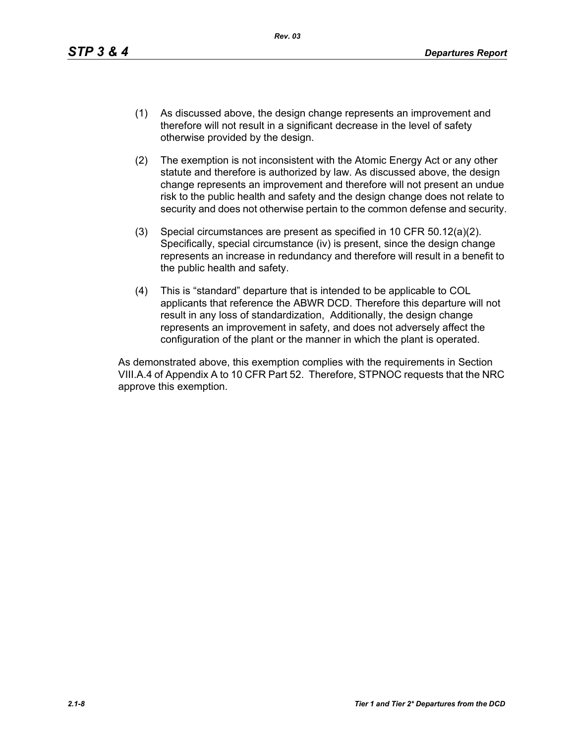(1) As discussed above, the design change represents an improvement and therefore will not result in a significant decrease in the level of safety otherwise provided by the design.

(2) The exemption is not inconsistent with the Atomic Energy Act or any other statute and therefore is authorized by law. As discussed above, the design change represents an improvement and therefore will not present an undue risk to the public health and safety and the design change does not relate to security and does not otherwise pertain to the common defense and security.

(3) Special circumstances are present as specified in 10 CFR 50.12(a)(2). Specifically, special circumstance (iv) is present, since the design change represents an increase in redundancy and therefore will result in a benefit to the public health and safety.

(4) This is “standard” departure that is intended to be applicable to COL applicants that reference the ABWR DCD. Therefore this departure will not result in any loss of standardization, Additionally, the design change represents an improvement in safety, and does not adversely affect the configuration of the plant or the manner in which the plant is operated.

As demonstrated above, this exemption complies with the requirements in Section VIII.A.4 of Appendix A to 10 CFR Part 52. Therefore, STPNOC requests that the NRC approve this exemption.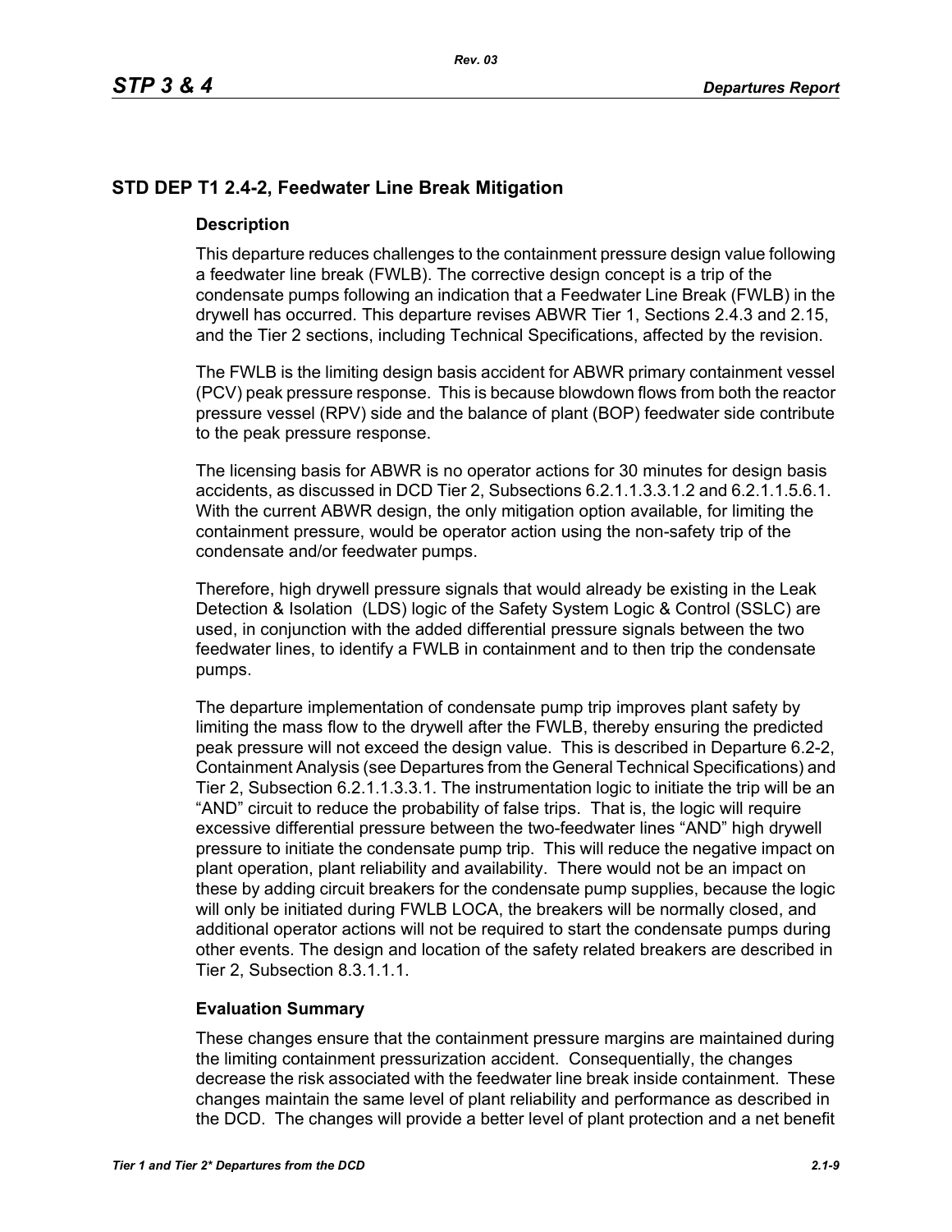## STD DEP T1 2.4-2, Feedwater Line Break Mitigation

### Description

This departure reduces challenges to the containment pressure design value following a feedwater line break (FWLB). The corrective design concept is a trip of the condensate pumps following an indication that a Feedwater Line Break (FWLB) in the drywell has occurred. This departure revises ABWR Tier 1, Sections 2.4.3 and 2.15, and the Tier 2 sections, including Technical Specifications, affected by the revision.

The FWLB is the limiting design basis accident for ABWR primary containment vessel (PCV) peak pressure response. This is because blowdown flows from both the reactor pressure vessel (RPV) side and the balance of plant (BOP) feedwater side contribute to the peak pressure response.

The licensing basis for ABWR is no operator actions for 30 minutes for design basis accidents, as discussed in DCD Tier 2, Subsections 6.2.1.1.3.3.1.2 and 6.2.1.1.5.6.1. With the current ABWR design, the only mitigation option available, for limiting the containment pressure, would be operator action using the non-safety trip of the condensate and/or feedwater pumps.

Therefore, high drywell pressure signals that would already be existing in the Leak Detection & Isolation (LDS) logic of the Safety System Logic & Control (SSLC) are used, in conjunction with the added differential pressure signals between the two feedwater lines, to identify a FWLB in containment and to then trip the condensate pumps.

The departure implementation of condensate pump trip improves plant safety by limiting the mass flow to the drywell after the FWLB, thereby ensuring the predicted peak pressure will not exceed the design value. This is described in Departure 6.2-2, Containment Analysis (see Departures from the General Technical Specifications) and Tier 2, Subsection 6.2.1.1.3.3.1. The instrumentation logic to initiate the trip will be an "AND" circuit to reduce the probability of false trips. That is, the logic will require excessive differential pressure between the two-feedwater lines "AND" high drywell pressure to initiate the condensate pump trip. This will reduce the negative impact on plant operation, plant reliability and availability. There would not be an impact on these by adding circuit breakers for the condensate pump supplies, because the logic will only be initiated during FWLB LOCA, the breakers will be normally closed, and additional operator actions will not be required to start the condensate pumps during other events. The design and location of the safety related breakers are described in Tier 2, Subsection 8.3.1.1.1.

### Evaluation Summary

These changes ensure that the containment pressure margins are maintained during the limiting containment pressurization accident. Consequentially, the changes decrease the risk associated with the feedwater line break inside containment. These changes maintain the same level of plant reliability and performance as described in the DCD. The changes will provide a better level of plant protection and a net benefit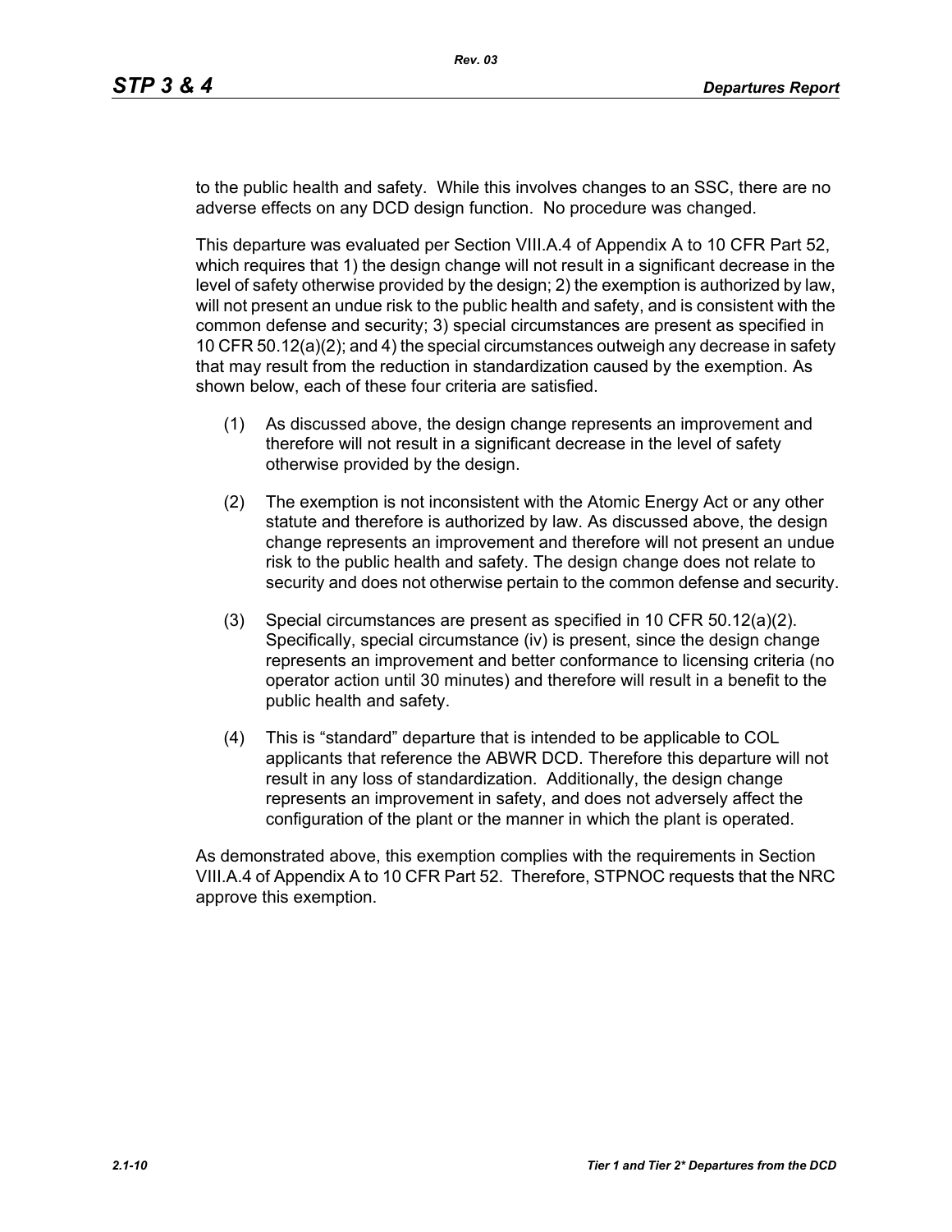to the public health and safety. While this involves changes to an SSC, there are no adverse effects on any DCD design function. No procedure was changed.

This departure was evaluated per Section VIII.A.4 of Appendix A to 10 CFR Part 52, which requires that 1) the design change will not result in a significant decrease in the level of safety otherwise provided by the design; 2) the exemption is authorized by law, will not present an undue risk to the public health and safety, and is consistent with the common defense and security; 3) special circumstances are present as specified in 10 CFR 50.12(a)(2); and 4) the special circumstances outweigh any decrease in safety that may result from the reduction in standardization caused by the exemption. As shown below, each of these four criteria are satisfied.

(1) As discussed above, the design change represents an improvement and therefore will not result in a significant decrease in the level of safety otherwise provided by the design.

(2) The exemption is not inconsistent with the Atomic Energy Act or any other statute and therefore is authorized by law. As discussed above, the design change represents an improvement and therefore will not present an undue risk to the public health and safety. The design change does not relate to security and does not otherwise pertain to the common defense and security.

(3) Special circumstances are present as specified in 10 CFR 50.12(a)(2). Specifically, special circumstance (iv) is present, since the design change represents an improvement and better conformance to licensing criteria (no operator action until 30 minutes) and therefore will result in a benefit to the public health and safety.

(4) This is "standard" departure that is intended to be applicable to COL applicants that reference the ABWR DCD. Therefore this departure will not result in any loss of standardization. Additionally, the design change represents an improvement in safety, and does not adversely affect the configuration of the plant or the manner in which the plant is operated.

As demonstrated above, this exemption complies with the requirements in Section VIII.A.4 of Appendix A to 10 CFR Part 52. Therefore, STPNOC requests that the NRC approve this exemption.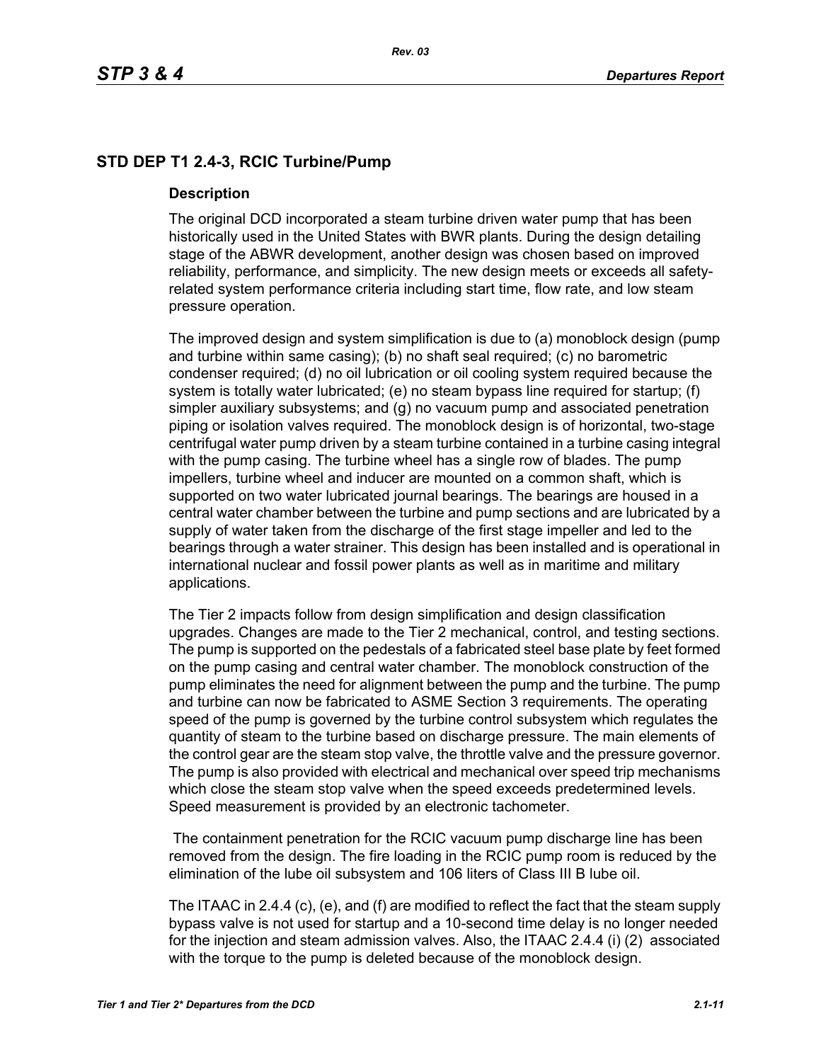## STD DEP T1 2.4-3, RCIC Turbine/Pump

### Description

The original DCD incorporated a steam turbine driven water pump that has been historically used in the United States with BWR plants. During the design detailing stage of the ABWR development, another design was chosen based on improved reliability, performance, and simplicity. The new design meets or exceeds all safety-related system performance criteria including start time, flow rate, and low steam pressure operation.

The improved design and system simplification is due to (a) monoblock design (pump and turbine within same casing); (b) no shaft seal required; (c) no barometric condenser required; (d) no oil lubrication or oil cooling system required because the system is totally water lubricated; (e) no steam bypass line required for startup; (f) simpler auxiliary subsystems; and (g) no vacuum pump and associated penetration piping or isolation valves required. The monoblock design is of horizontal, two-stage centrifugal water pump driven by a steam turbine contained in a turbine casing integral with the pump casing. The turbine wheel has a single row of blades. The pump impellers, turbine wheel and inducer are mounted on a common shaft, which is supported on two water lubricated journal bearings. The bearings are housed in a central water chamber between the turbine and pump sections and are lubricated by a supply of water taken from the discharge of the first stage impeller and led to the bearings through a water strainer. This design has been installed and is operational in international nuclear and fossil power plants as well as in maritime and military applications.

The Tier 2 impacts follow from design simplification and design classification upgrades. Changes are made to the Tier 2 mechanical, control, and testing sections. The pump is supported on the pedestals of a fabricated steel base plate by feet formed on the pump casing and central water chamber. The monoblock construction of the pump eliminates the need for alignment between the pump and the turbine. The pump and turbine can now be fabricated to ASME Section 3 requirements. The operating speed of the pump is governed by the turbine control subsystem which regulates the quantity of steam to the turbine based on discharge pressure. The main elements of the control gear are the steam stop valve, the throttle valve and the pressure governor. The pump is also provided with electrical and mechanical over speed trip mechanisms which close the steam stop valve when the speed exceeds predetermined levels. Speed measurement is provided by an electronic tachometer.

The containment penetration for the RCIC vacuum pump discharge line has been removed from the design. The fire loading in the RCIC pump room is reduced by the elimination of the lube oil subsystem and 106 liters of Class III B lube oil.

The ITAAC in 2.4.4 (c), (e), and (f) are modified to reflect the fact that the steam supply bypass valve is not used for startup and a 10-second time delay is no longer needed for the injection and steam admission valves. Also, the ITAAC 2.4.4 (i) (2) associated with the torque to the pump is deleted because of the monoblock design.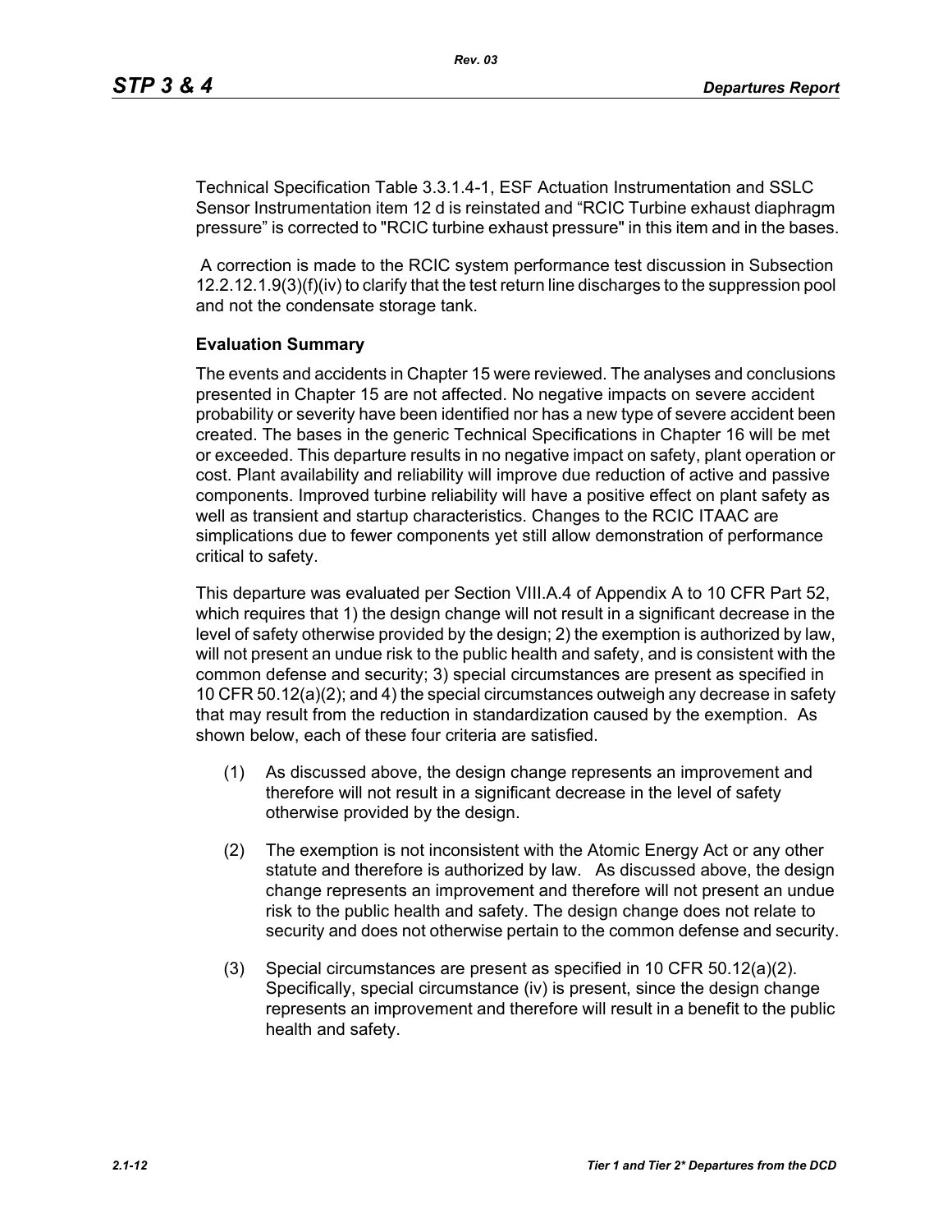Technical Specification Table 3.3.1.4-1, ESF Actuation Instrumentation and SSLC Sensor Instrumentation item 12 d is reinstated and “RCIC Turbine exhaust diaphragm pressure” is corrected to "RCIC turbine exhaust pressure" in this item and in the bases.

A correction is made to the RCIC system performance test discussion in Subsection 12.2.12.1.9(3)(f)(iv) to clarify that the test return line discharges to the suppression pool and not the condensate storage tank.

**Evaluation Summary**

The events and accidents in Chapter 15 were reviewed. The analyses and conclusions presented in Chapter 15 are not affected. No negative impacts on severe accident probability or severity have been identified nor has a new type of severe accident been created. The bases in the generic Technical Specifications in Chapter 16 will be met or exceeded. This departure results in no negative impact on safety, plant operation or cost. Plant availability and reliability will improve due reduction of active and passive components. Improved turbine reliability will have a positive effect on plant safety as well as transient and startup characteristics. Changes to the RCIC ITAAC are simplications due to fewer components yet still allow demonstration of performance critical to safety.

This departure was evaluated per Section VIII.A.4 of Appendix A to 10 CFR Part 52, which requires that 1) the design change will not result in a significant decrease in the level of safety otherwise provided by the design; 2) the exemption is authorized by law, will not present an undue risk to the public health and safety, and is consistent with the common defense and security; 3) special circumstances are present as specified in 10 CFR 50.12(a)(2); and 4) the special circumstances outweigh any decrease in safety that may result from the reduction in standardization caused by the exemption. As shown below, each of these four criteria are satisfied.

(1) As discussed above, the design change represents an improvement and therefore will not result in a significant decrease in the level of safety otherwise provided by the design.

(2) The exemption is not inconsistent with the Atomic Energy Act or any other statute and therefore is authorized by law. As discussed above, the design change represents an improvement and therefore will not present an undue risk to the public health and safety. The design change does not relate to security and does not otherwise pertain to the common defense and security.

(3) Special circumstances are present as specified in 10 CFR 50.12(a)(2). Specifically, special circumstance (iv) is present, since the design change represents an improvement and therefore will result in a benefit to the public health and safety.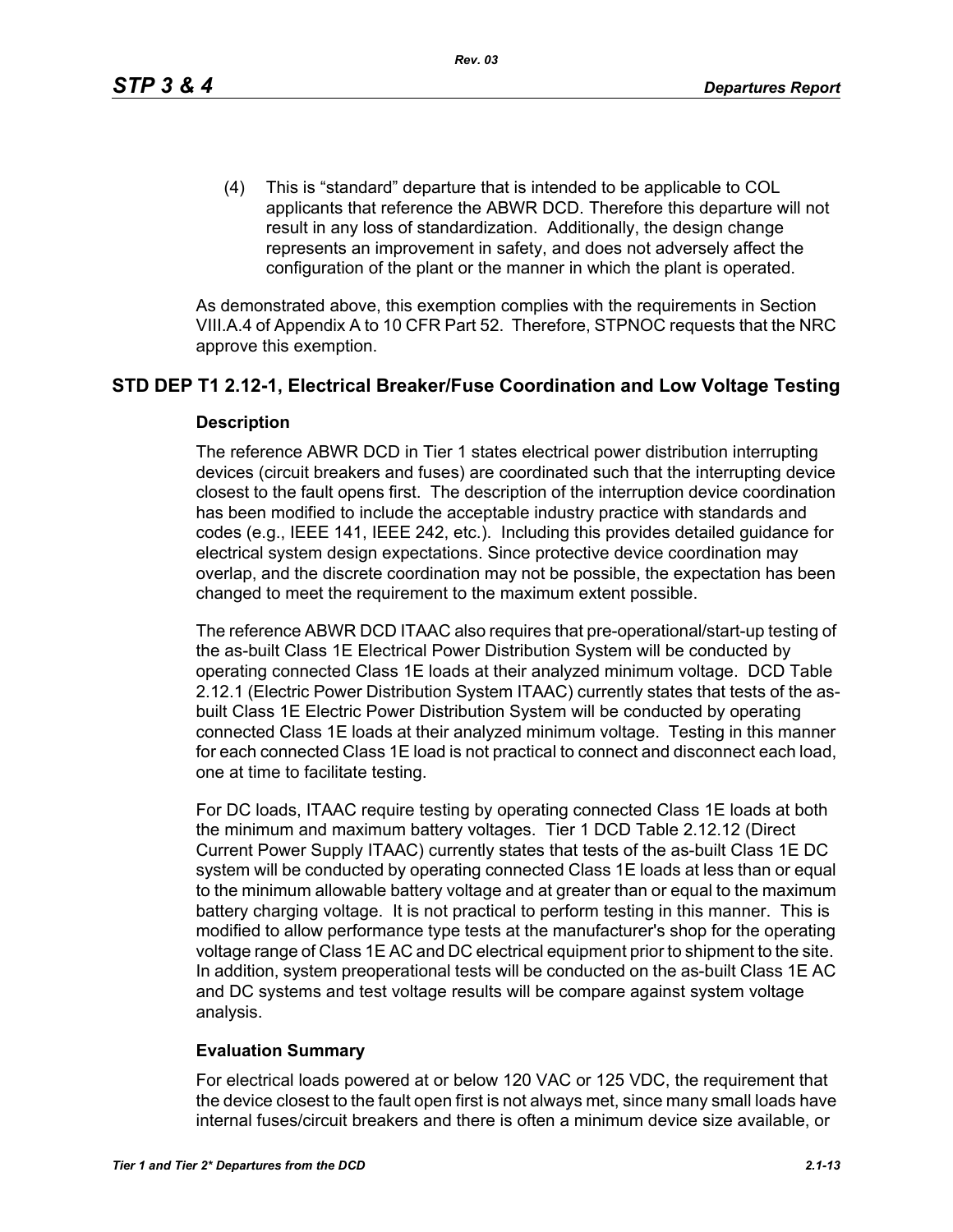(4) This is “standard” departure that is intended to be applicable to COL applicants that reference the ABWR DCD. Therefore this departure will not result in any loss of standardization. Additionally, the design change represents an improvement in safety, and does not adversely affect the configuration of the plant or the manner in which the plant is operated.

As demonstrated above, this exemption complies with the requirements in Section VIII.A.4 of Appendix A to 10 CFR Part 52. Therefore, STPNOC requests that the NRC approve this exemption.

## STD DEP T1 2.12-1, Electrical Breaker/Fuse Coordination and Low Voltage Testing

### Description

The reference ABWR DCD in Tier 1 states electrical power distribution interrupting devices (circuit breakers and fuses) are coordinated such that the interrupting device closest to the fault opens first. The description of the interruption device coordination has been modified to include the acceptable industry practice with standards and codes (e.g., IEEE 141, IEEE 242, etc.). Including this provides detailed guidance for electrical system design expectations. Since protective device coordination may overlap, and the discrete coordination may not be possible, the expectation has been changed to meet the requirement to the maximum extent possible.

The reference ABWR DCD ITAAC also requires that pre-operational/start-up testing of the as-built Class 1E Electrical Power Distribution System will be conducted by operating connected Class 1E loads at their analyzed minimum voltage. DCD Table 2.12.1 (Electric Power Distribution System ITAAC) currently states that tests of the as-built Class 1E Electric Power Distribution System will be conducted by operating connected Class 1E loads at their analyzed minimum voltage. Testing in this manner for each connected Class 1E load is not practical to connect and disconnect each load, one at time to facilitate testing.

For DC loads, ITAAC require testing by operating connected Class 1E loads at both the minimum and maximum battery voltages. Tier 1 DCD Table 2.12.12 (Direct Current Power Supply ITAAC) currently states that tests of the as-built Class 1E DC system will be conducted by operating connected Class 1E loads at less than or equal to the minimum allowable battery voltage and at greater than or equal to the maximum battery charging voltage. It is not practical to perform testing in this manner. This is modified to allow performance type tests at the manufacturer's shop for the operating voltage range of Class 1E AC and DC electrical equipment prior to shipment to the site. In addition, system preoperational tests will be conducted on the as-built Class 1E AC and DC systems and test voltage results will be compare against system voltage analysis.

### Evaluation Summary

For electrical loads powered at or below 120 VAC or 125 VDC, the requirement that the device closest to the fault open first is not always met, since many small loads have internal fuses/circuit breakers and there is often a minimum device size available, or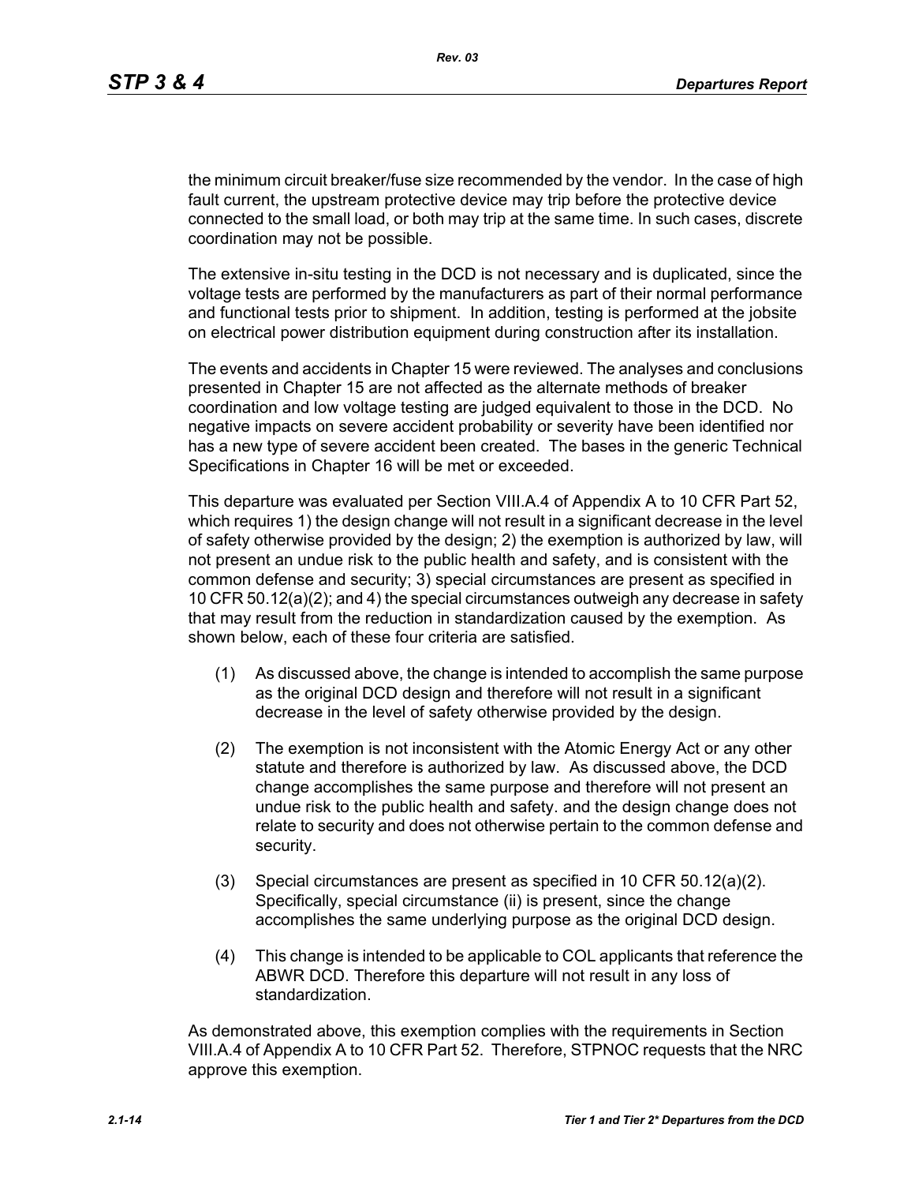the minimum circuit breaker/fuse size recommended by the vendor. In the case of high fault current, the upstream protective device may trip before the protective device connected to the small load, or both may trip at the same time. In such cases, discrete coordination may not be possible.

The extensive in-situ testing in the DCD is not necessary and is duplicated, since the voltage tests are performed by the manufacturers as part of their normal performance and functional tests prior to shipment. In addition, testing is performed at the jobsite on electrical power distribution equipment during construction after its installation.

The events and accidents in Chapter 15 were reviewed. The analyses and conclusions presented in Chapter 15 are not affected as the alternate methods of breaker coordination and low voltage testing are judged equivalent to those in the DCD. No negative impacts on severe accident probability or severity have been identified nor has a new type of severe accident been created. The bases in the generic Technical Specifications in Chapter 16 will be met or exceeded.

This departure was evaluated per Section VIII.A.4 of Appendix A to 10 CFR Part 52, which requires 1) the design change will not result in a significant decrease in the level of safety otherwise provided by the design; 2) the exemption is authorized by law, will not present an undue risk to the public health and safety, and is consistent with the common defense and security; 3) special circumstances are present as specified in 10 CFR 50.12(a)(2); and 4) the special circumstances outweigh any decrease in safety that may result from the reduction in standardization caused by the exemption. As shown below, each of these four criteria are satisfied.

(1) As discussed above, the change is intended to accomplish the same purpose as the original DCD design and therefore will not result in a significant decrease in the level of safety otherwise provided by the design.

(2) The exemption is not inconsistent with the Atomic Energy Act or any other statute and therefore is authorized by law. As discussed above, the DCD change accomplishes the same purpose and therefore will not present an undue risk to the public health and safety. and the design change does not relate to security and does not otherwise pertain to the common defense and security.

(3) Special circumstances are present as specified in 10 CFR 50.12(a)(2). Specifically, special circumstance (ii) is present, since the change accomplishes the same underlying purpose as the original DCD design.

(4) This change is intended to be applicable to COL applicants that reference the ABWR DCD. Therefore this departure will not result in any loss of standardization.

As demonstrated above, this exemption complies with the requirements in Section VIII.A.4 of Appendix A to 10 CFR Part 52. Therefore, STPNOC requests that the NRC approve this exemption.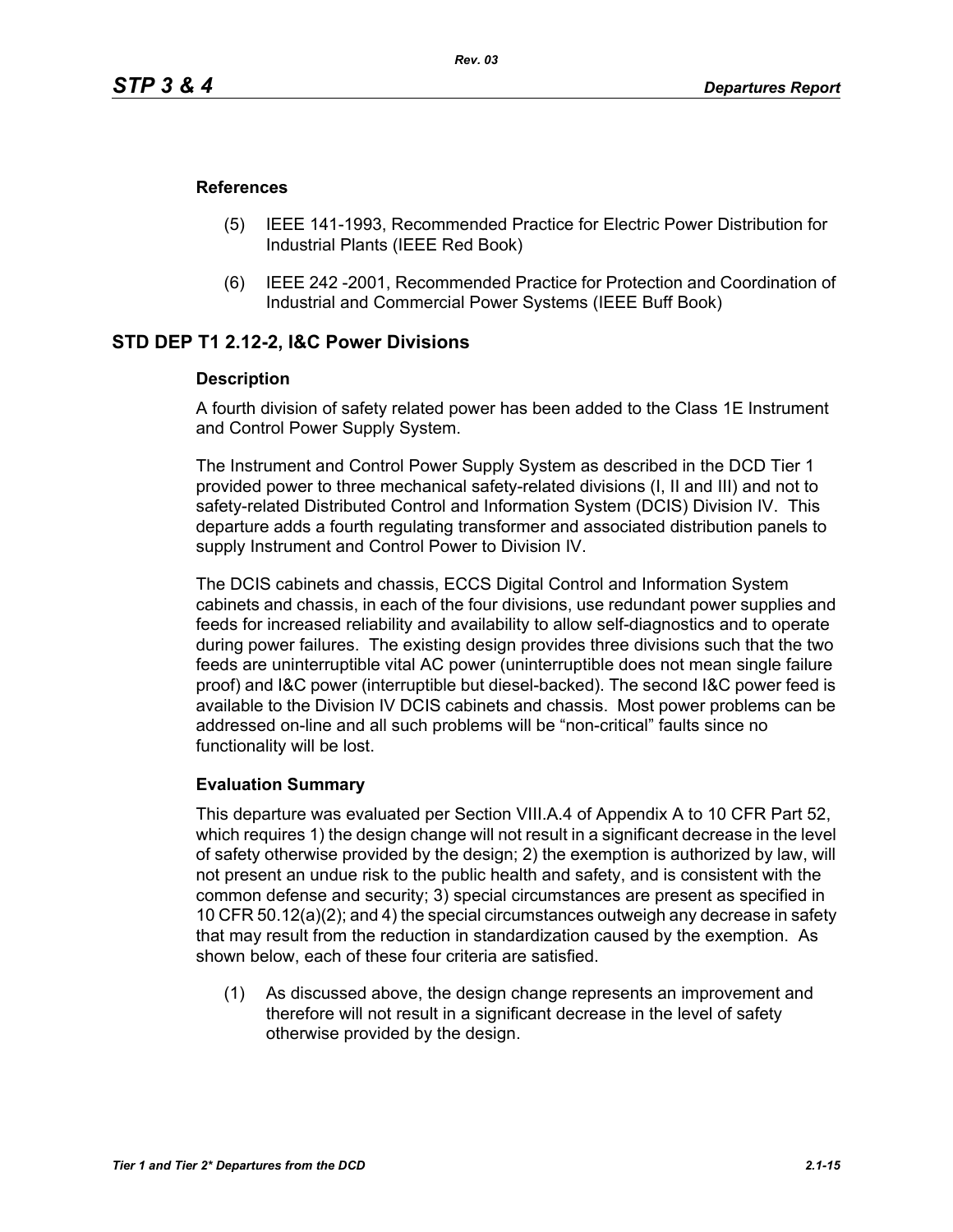### References

(5) IEEE 141-1993, Recommended Practice for Electric Power Distribution for Industrial Plants (IEEE Red Book)

(6) IEEE 242 -2001, Recommended Practice for Protection and Coordination of Industrial and Commercial Power Systems (IEEE Buff Book)

## STD DEP T1 2.12-2, I&C Power Divisions

### Description

A fourth division of safety related power has been added to the Class 1E Instrument and Control Power Supply System.

The Instrument and Control Power Supply System as described in the DCD Tier 1 provided power to three mechanical safety-related divisions (I, II and III) and not to safety-related Distributed Control and Information System (DCIS) Division IV. This departure adds a fourth regulating transformer and associated distribution panels to supply Instrument and Control Power to Division IV.

The DCIS cabinets and chassis, ECCS Digital Control and Information System cabinets and chassis, in each of the four divisions, use redundant power supplies and feeds for increased reliability and availability to allow self-diagnostics and to operate during power failures. The existing design provides three divisions such that the two feeds are uninterruptible vital AC power (uninterruptible does not mean single failure proof) and I&C power (interruptible but diesel-backed). The second I&C power feed is available to the Division IV DCIS cabinets and chassis. Most power problems can be addressed on-line and all such problems will be “non-critical” faults since no functionality will be lost.

### Evaluation Summary

This departure was evaluated per Section VIII.A.4 of Appendix A to 10 CFR Part 52, which requires 1) the design change will not result in a significant decrease in the level of safety otherwise provided by the design; 2) the exemption is authorized by law, will not present an undue risk to the public health and safety, and is consistent with the common defense and security; 3) special circumstances are present as specified in 10 CFR 50.12(a)(2); and 4) the special circumstances outweigh any decrease in safety that may result from the reduction in standardization caused by the exemption. As shown below, each of these four criteria are satisfied.

(1) As discussed above, the design change represents an improvement and therefore will not result in a significant decrease in the level of safety otherwise provided by the design.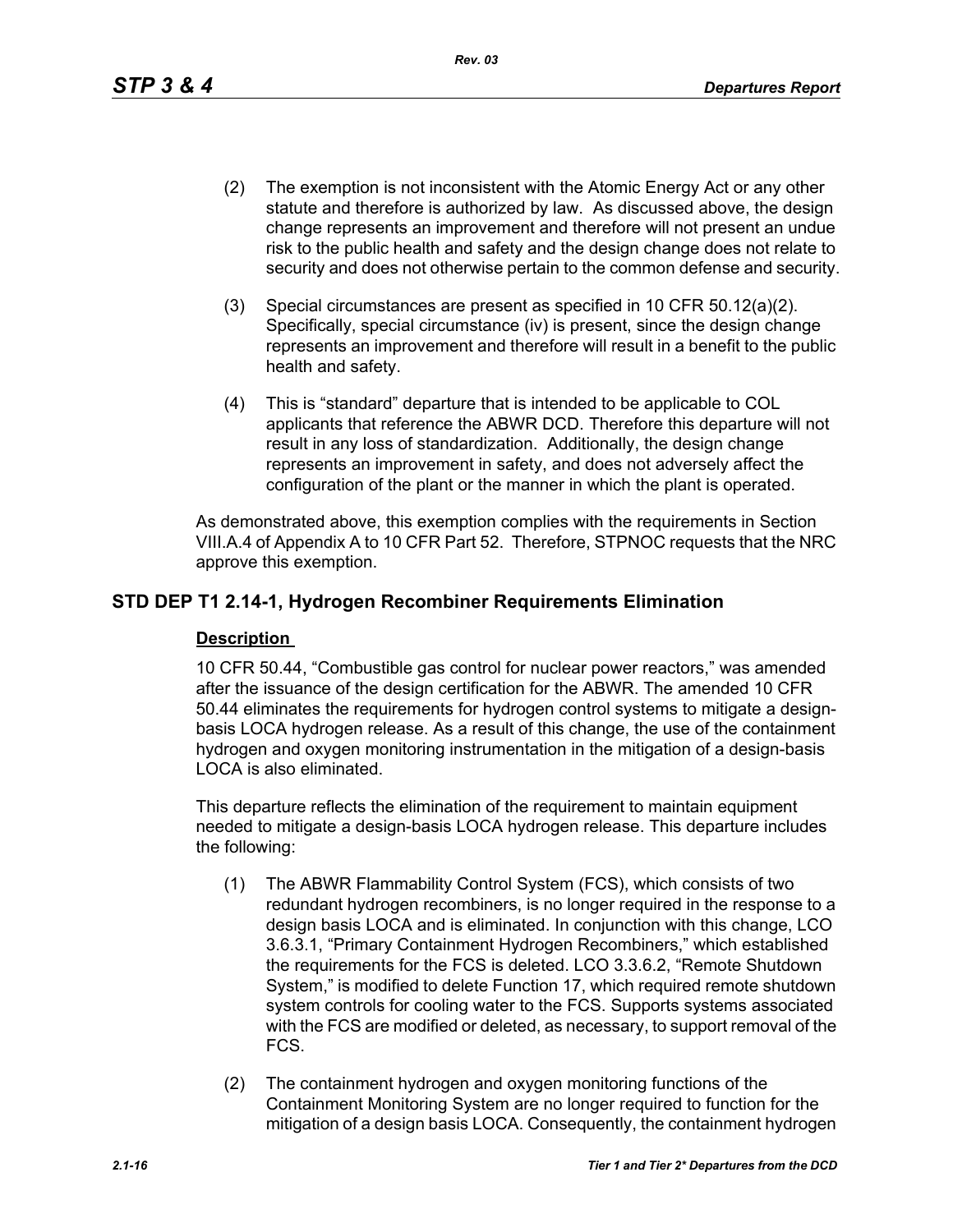(2) The exemption is not inconsistent with the Atomic Energy Act or any other statute and therefore is authorized by law. As discussed above, the design change represents an improvement and therefore will not present an undue risk to the public health and safety and the design change does not relate to security and does not otherwise pertain to the common defense and security.

(3) Special circumstances are present as specified in 10 CFR 50.12(a)(2). Specifically, special circumstance (iv) is present, since the design change represents an improvement and therefore will result in a benefit to the public health and safety.

(4) This is “standard” departure that is intended to be applicable to COL applicants that reference the ABWR DCD. Therefore this departure will not result in any loss of standardization. Additionally, the design change represents an improvement in safety, and does not adversely affect the configuration of the plant or the manner in which the plant is operated.

As demonstrated above, this exemption complies with the requirements in Section VIII.A.4 of Appendix A to 10 CFR Part 52. Therefore, STPNOC requests that the NRC approve this exemption.

## STD DEP T1 2.14-1, Hydrogen Recombiner Requirements Elimination

**Description**

10 CFR 50.44, “Combustible gas control for nuclear power reactors,” was amended after the issuance of the design certification for the ABWR. The amended 10 CFR 50.44 eliminates the requirements for hydrogen control systems to mitigate a design-basis LOCA hydrogen release. As a result of this change, the use of the containment hydrogen and oxygen monitoring instrumentation in the mitigation of a design-basis LOCA is also eliminated.

This departure reflects the elimination of the requirement to maintain equipment needed to mitigate a design-basis LOCA hydrogen release. This departure includes the following:

(1) The ABWR Flammability Control System (FCS), which consists of two redundant hydrogen recombiners, is no longer required in the response to a design basis LOCA and is eliminated. In conjunction with this change, LCO 3.6.3.1, “Primary Containment Hydrogen Recombiners,” which established the requirements for the FCS is deleted. LCO 3.3.6.2, “Remote Shutdown System,” is modified to delete Function 17, which required remote shutdown system controls for cooling water to the FCS. Supports systems associated with the FCS are modified or deleted, as necessary, to support removal of the FCS.

(2) The containment hydrogen and oxygen monitoring functions of the Containment Monitoring System are no longer required to function for the mitigation of a design basis LOCA. Consequently, the containment hydrogen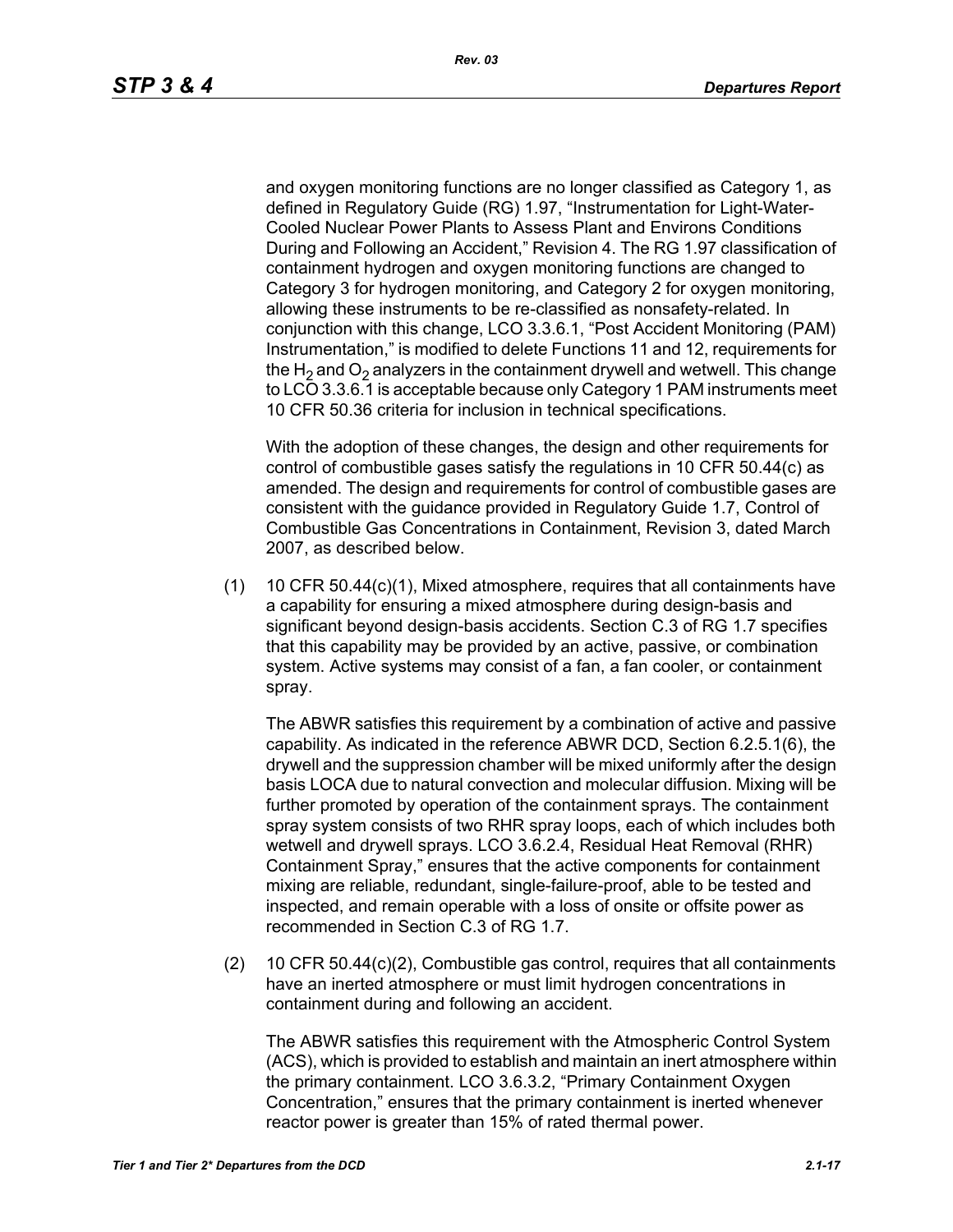and oxygen monitoring functions are no longer classified as Category 1, as defined in Regulatory Guide (RG) 1.97, "Instrumentation for Light-Water-Cooled Nuclear Power Plants to Assess Plant and Environs Conditions During and Following an Accident," Revision 4. The RG 1.97 classification of containment hydrogen and oxygen monitoring functions are changed to Category 3 for hydrogen monitoring, and Category 2 for oxygen monitoring, allowing these instruments to be re-classified as nonsafety-related. In conjunction with this change, LCO 3.3.6.1, "Post Accident Monitoring (PAM) Instrumentation," is modified to delete Functions 11 and 12, requirements for the $H_2$ and $O_2$ analyzers in the containment drywell and wetwell. This change to LCO 3.3.6.1 is acceptable because only Category 1 PAM instruments meet 10 CFR 50.36 criteria for inclusion in technical specifications.

With the adoption of these changes, the design and other requirements for control of combustible gases satisfy the regulations in 10 CFR 50.44(c) as amended. The design and requirements for control of combustible gases are consistent with the guidance provided in Regulatory Guide 1.7, Control of Combustible Gas Concentrations in Containment, Revision 3, dated March 2007, as described below.

(1) 10 CFR 50.44(c)(1), Mixed atmosphere, requires that all containments have a capability for ensuring a mixed atmosphere during design-basis and significant beyond design-basis accidents. Section C.3 of RG 1.7 specifies that this capability may be provided by an active, passive, or combination system. Active systems may consist of a fan, a fan cooler, or containment spray.

    The ABWR satisfies this requirement by a combination of active and passive capability. As indicated in the reference ABWR DCD, Section 6.2.5.1(6), the drywell and the suppression chamber will be mixed uniformly after the design basis LOCA due to natural convection and molecular diffusion. Mixing will be further promoted by operation of the containment sprays. The containment spray system consists of two RHR spray loops, each of which includes both wetwell and drywell sprays. LCO 3.6.2.4, Residual Heat Removal (RHR) Containment Spray," ensures that the active components for containment mixing are reliable, redundant, single-failure-proof, able to be tested and inspected, and remain operable with a loss of onsite or offsite power as recommended in Section C.3 of RG 1.7.

(2) 10 CFR 50.44(c)(2), Combustible gas control, requires that all containments have an inerted atmosphere or must limit hydrogen concentrations in containment during and following an accident.

    The ABWR satisfies this requirement with the Atmospheric Control System (ACS), which is provided to establish and maintain an inert atmosphere within the primary containment. LCO 3.6.3.2, "Primary Containment Oxygen Concentration," ensures that the primary containment is inerted whenever reactor power is greater than 15% of rated thermal power.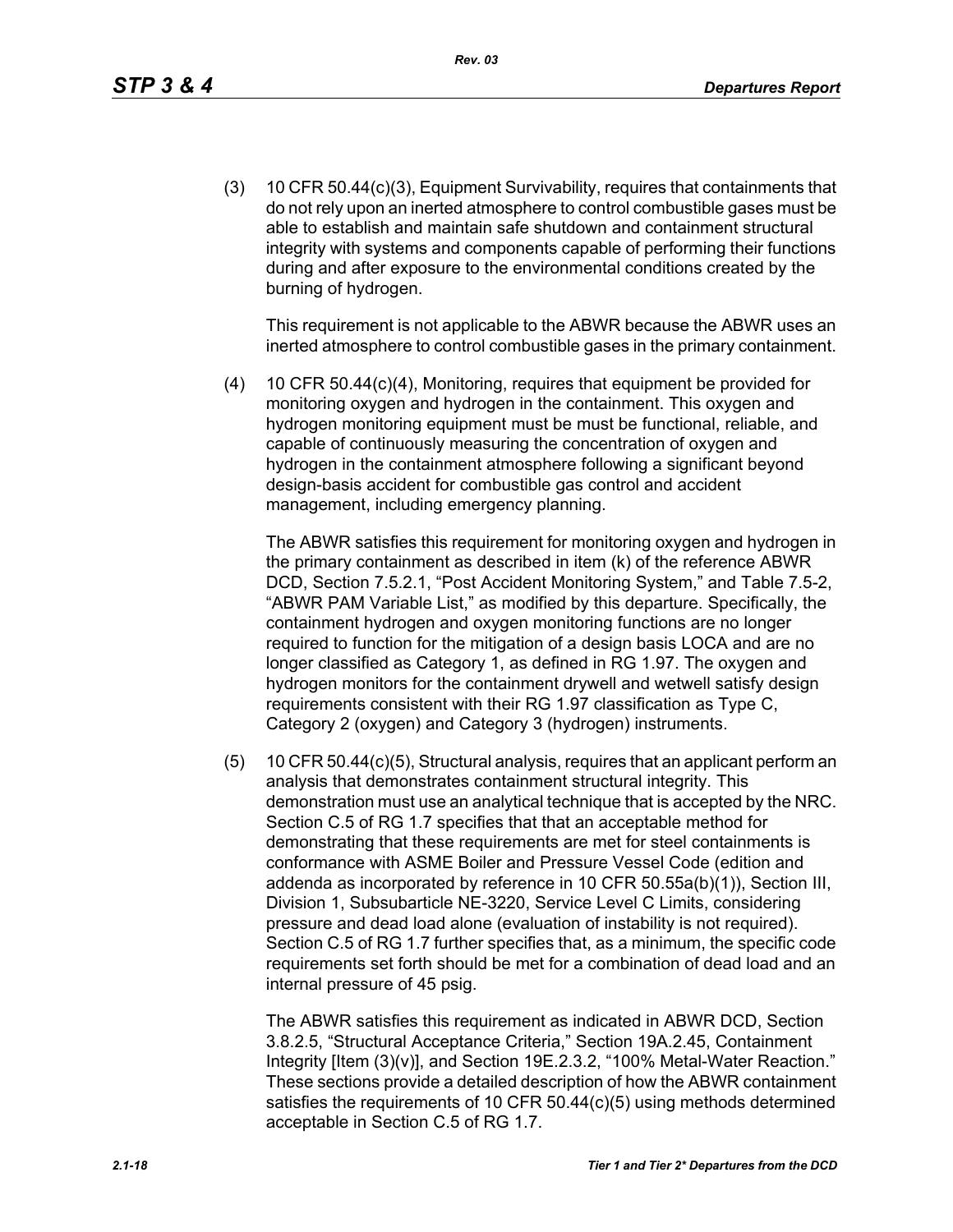(3) 10 CFR 50.44(c)(3), Equipment Survivability, requires that containments that do not rely upon an inerted atmosphere to control combustible gases must be able to establish and maintain safe shutdown and containment structural integrity with systems and components capable of performing their functions during and after exposure to the environmental conditions created by the burning of hydrogen.

This requirement is not applicable to the ABWR because the ABWR uses an inerted atmosphere to control combustible gases in the primary containment.

(4) 10 CFR 50.44(c)(4), Monitoring, requires that equipment be provided for monitoring oxygen and hydrogen in the containment. This oxygen and hydrogen monitoring equipment must be must be functional, reliable, and capable of continuously measuring the concentration of oxygen and hydrogen in the containment atmosphere following a significant beyond design-basis accident for combustible gas control and accident management, including emergency planning.

The ABWR satisfies this requirement for monitoring oxygen and hydrogen in the primary containment as described in item (k) of the reference ABWR DCD, Section 7.5.2.1, "Post Accident Monitoring System," and Table 7.5-2, "ABWR PAM Variable List," as modified by this departure. Specifically, the containment hydrogen and oxygen monitoring functions are no longer required to function for the mitigation of a design basis LOCA and are no longer classified as Category 1, as defined in RG 1.97. The oxygen and hydrogen monitors for the containment drywell and wetwell satisfy design requirements consistent with their RG 1.97 classification as Type C, Category 2 (oxygen) and Category 3 (hydrogen) instruments.

(5) 10 CFR 50.44(c)(5), Structural analysis, requires that an applicant perform an analysis that demonstrates containment structural integrity. This demonstration must use an analytical technique that is accepted by the NRC. Section C.5 of RG 1.7 specifies that that an acceptable method for demonstrating that these requirements are met for steel containments is conformance with ASME Boiler and Pressure Vessel Code (edition and addenda as incorporated by reference in 10 CFR 50.55a(b)(1)), Section III, Division 1, Subsubarticle NE-3220, Service Level C Limits, considering pressure and dead load alone (evaluation of instability is not required). Section C.5 of RG 1.7 further specifies that, as a minimum, the specific code requirements set forth should be met for a combination of dead load and an internal pressure of 45 psig.

The ABWR satisfies this requirement as indicated in ABWR DCD, Section 3.8.2.5, "Structural Acceptance Criteria," Section 19A.2.45, Containment Integrity [Item (3)(v)], and Section 19E.2.3.2, "100% Metal-Water Reaction." These sections provide a detailed description of how the ABWR containment satisfies the requirements of 10 CFR 50.44(c)(5) using methods determined acceptable in Section C.5 of RG 1.7.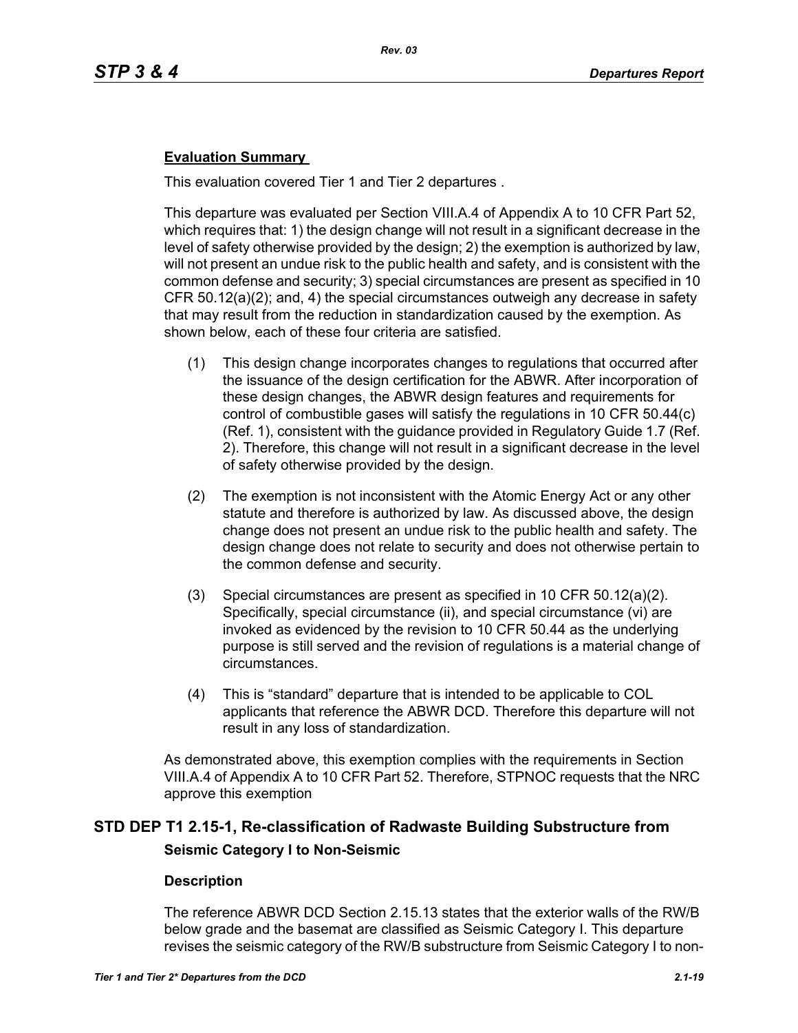**Evaluation Summary**

This evaluation covered Tier 1 and Tier 2 departures .

This departure was evaluated per Section VIII.A.4 of Appendix A to 10 CFR Part 52, which requires that: 1) the design change will not result in a significant decrease in the level of safety otherwise provided by the design; 2) the exemption is authorized by law, will not present an undue risk to the public health and safety, and is consistent with the common defense and security; 3) special circumstances are present as specified in 10 CFR 50.12(a)(2); and, 4) the special circumstances outweigh any decrease in safety that may result from the reduction in standardization caused by the exemption. As shown below, each of these four criteria are satisfied.

(1) This design change incorporates changes to regulations that occurred after the issuance of the design certification for the ABWR. After incorporation of these design changes, the ABWR design features and requirements for control of combustible gases will satisfy the regulations in 10 CFR 50.44(c) (Ref. 1), consistent with the guidance provided in Regulatory Guide 1.7 (Ref. 2). Therefore, this change will not result in a significant decrease in the level of safety otherwise provided by the design.

(2) The exemption is not inconsistent with the Atomic Energy Act or any other statute and therefore is authorized by law. As discussed above, the design change does not present an undue risk to the public health and safety. The design change does not relate to security and does not otherwise pertain to the common defense and security.

(3) Special circumstances are present as specified in 10 CFR 50.12(a)(2). Specifically, special circumstance (ii), and special circumstance (vi) are invoked as evidenced by the revision to 10 CFR 50.44 as the underlying purpose is still served and the revision of regulations is a material change of circumstances.

(4) This is "standard" departure that is intended to be applicable to COL applicants that reference the ABWR DCD. Therefore this departure will not result in any loss of standardization.

As demonstrated above, this exemption complies with the requirements in Section VIII.A.4 of Appendix A to 10 CFR Part 52. Therefore, STPNOC requests that the NRC approve this exemption

## STD DEP T1 2.15-1, Re-classification of Radwaste Building Substructure from Seismic Category I to Non-Seismic

### Description

The reference ABWR DCD Section 2.15.13 states that the exterior walls of the RW/B below grade and the basemat are classified as Seismic Category I. This departure revises the seismic category of the RW/B substructure from Seismic Category I to non-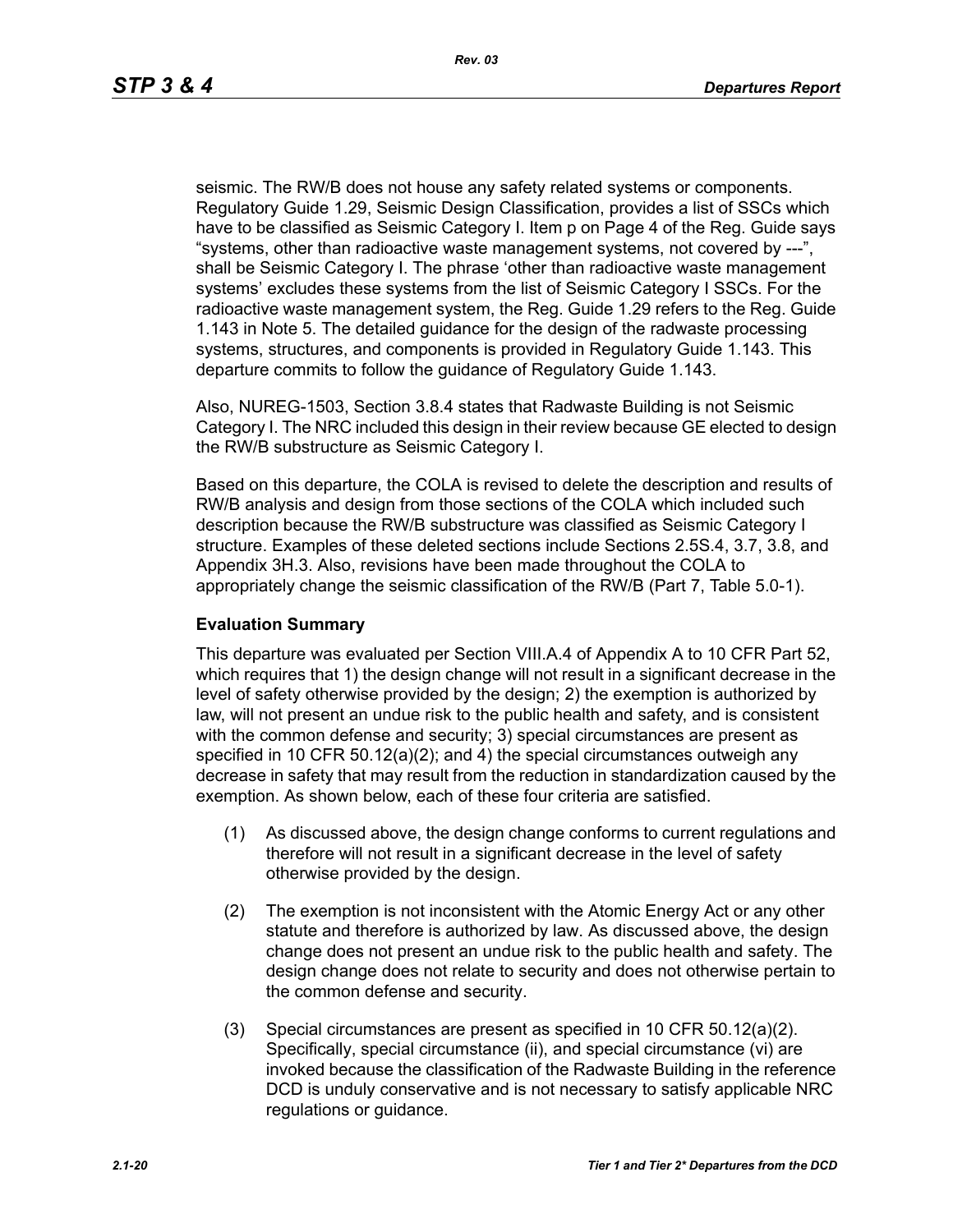seismic. The RW/B does not house any safety related systems or components. Regulatory Guide 1.29, Seismic Design Classification, provides a list of SSCs which have to be classified as Seismic Category I. Item p on Page 4 of the Reg. Guide says “systems, other than radioactive waste management systems, not covered by ---”, shall be Seismic Category I. The phrase ‘other than radioactive waste management systems’ excludes these systems from the list of Seismic Category I SSCs. For the radioactive waste management system, the Reg. Guide 1.29 refers to the Reg. Guide 1.143 in Note 5. The detailed guidance for the design of the radwaste processing systems, structures, and components is provided in Regulatory Guide 1.143. This departure commits to follow the guidance of Regulatory Guide 1.143.

Also, NUREG-1503, Section 3.8.4 states that Radwaste Building is not Seismic Category I. The NRC included this design in their review because GE elected to design the RW/B substructure as Seismic Category I.

Based on this departure, the COLA is revised to delete the description and results of RW/B analysis and design from those sections of the COLA which included such description because the RW/B substructure was classified as Seismic Category I structure. Examples of these deleted sections include Sections 2.5S.4, 3.7, 3.8, and Appendix 3H.3. Also, revisions have been made throughout the COLA to appropriately change the seismic classification of the RW/B (Part 7, Table 5.0-1).

**Evaluation Summary**

This departure was evaluated per Section VIII.A.4 of Appendix A to 10 CFR Part 52, which requires that 1) the design change will not result in a significant decrease in the level of safety otherwise provided by the design; 2) the exemption is authorized by law, will not present an undue risk to the public health and safety, and is consistent with the common defense and security; 3) special circumstances are present as specified in 10 CFR 50.12(a)(2); and 4) the special circumstances outweigh any decrease in safety that may result from the reduction in standardization caused by the exemption. As shown below, each of these four criteria are satisfied.

(1) As discussed above, the design change conforms to current regulations and therefore will not result in a significant decrease in the level of safety otherwise provided by the design.

(2) The exemption is not inconsistent with the Atomic Energy Act or any other statute and therefore is authorized by law. As discussed above, the design change does not present an undue risk to the public health and safety. The design change does not relate to security and does not otherwise pertain to the common defense and security.

(3) Special circumstances are present as specified in 10 CFR 50.12(a)(2). Specifically, special circumstance (ii), and special circumstance (vi) are invoked because the classification of the Radwaste Building in the reference DCD is unduly conservative and is not necessary to satisfy applicable NRC regulations or guidance.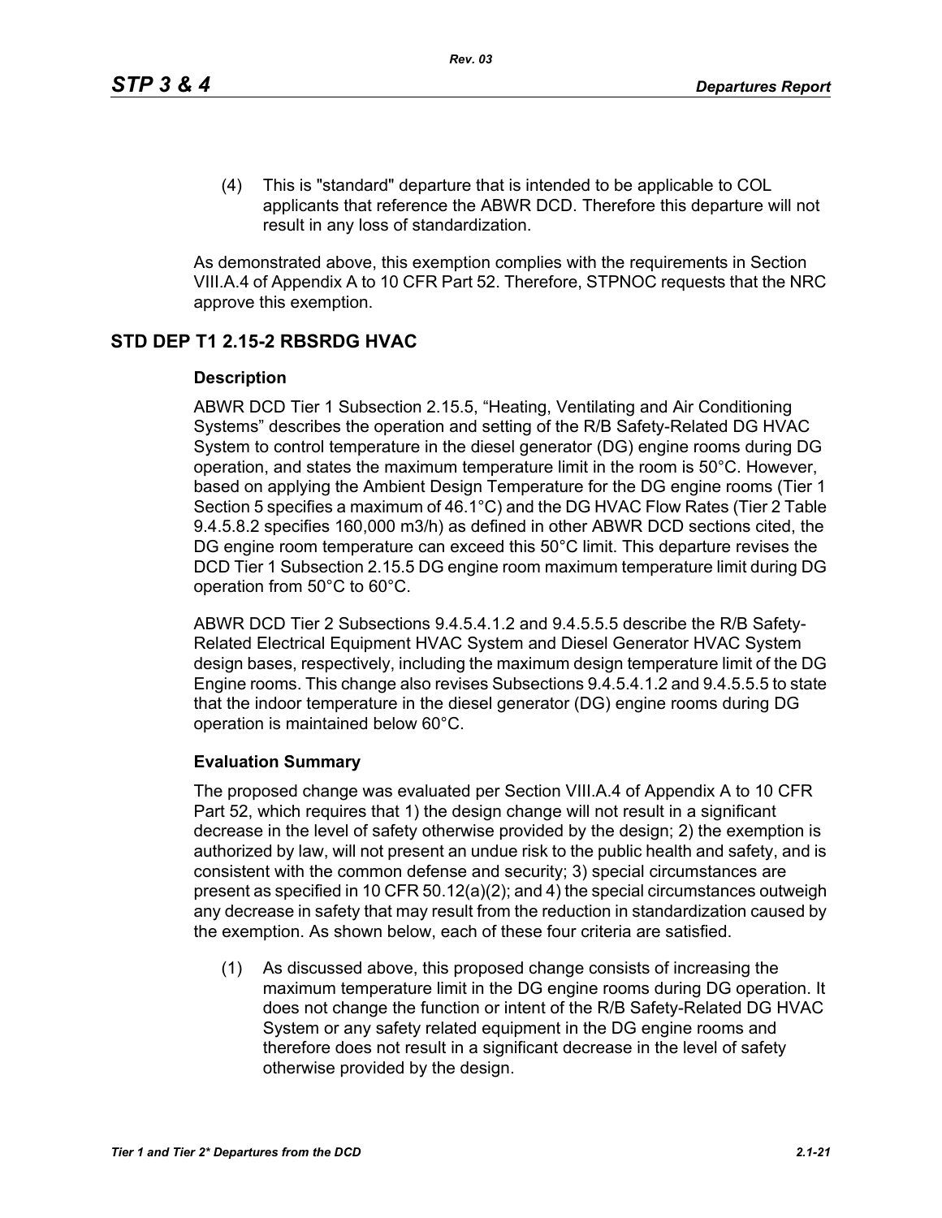(4) This is "standard" departure that is intended to be applicable to COL applicants that reference the ABWR DCD. Therefore this departure will not result in any loss of standardization.

As demonstrated above, this exemption complies with the requirements in Section VIII.A.4 of Appendix A to 10 CFR Part 52. Therefore, STPNOC requests that the NRC approve this exemption.

## STD DEP T1 2.15-2 RBSRDG HVAC

### Description

ABWR DCD Tier 1 Subsection 2.15.5, “Heating, Ventilating and Air Conditioning Systems” describes the operation and setting of the R/B Safety-Related DG HVAC System to control temperature in the diesel generator (DG) engine rooms during DG operation, and states the maximum temperature limit in the room is 50°C. However, based on applying the Ambient Design Temperature for the DG engine rooms (Tier 1 Section 5 specifies a maximum of 46.1°C) and the DG HVAC Flow Rates (Tier 2 Table 9.4.5.8.2 specifies 160,000 m3/h) as defined in other ABWR DCD sections cited, the DG engine room temperature can exceed this 50°C limit. This departure revises the DCD Tier 1 Subsection 2.15.5 DG engine room maximum temperature limit during DG operation from 50°C to 60°C.

ABWR DCD Tier 2 Subsections 9.4.5.4.1.2 and 9.4.5.5.5 describe the R/B Safety-Related Electrical Equipment HVAC System and Diesel Generator HVAC System design bases, respectively, including the maximum design temperature limit of the DG Engine rooms. This change also revises Subsections 9.4.5.4.1.2 and 9.4.5.5.5 to state that the indoor temperature in the diesel generator (DG) engine rooms during DG operation is maintained below 60°C.

### Evaluation Summary

The proposed change was evaluated per Section VIII.A.4 of Appendix A to 10 CFR Part 52, which requires that 1) the design change will not result in a significant decrease in the level of safety otherwise provided by the design; 2) the exemption is authorized by law, will not present an undue risk to the public health and safety, and is consistent with the common defense and security; 3) special circumstances are present as specified in 10 CFR 50.12(a)(2); and 4) the special circumstances outweigh any decrease in safety that may result from the reduction in standardization caused by the exemption. As shown below, each of these four criteria are satisfied.

(1) As discussed above, this proposed change consists of increasing the maximum temperature limit in the DG engine rooms during DG operation. It does not change the function or intent of the R/B Safety-Related DG HVAC System or any safety related equipment in the DG engine rooms and therefore does not result in a significant decrease in the level of safety otherwise provided by the design.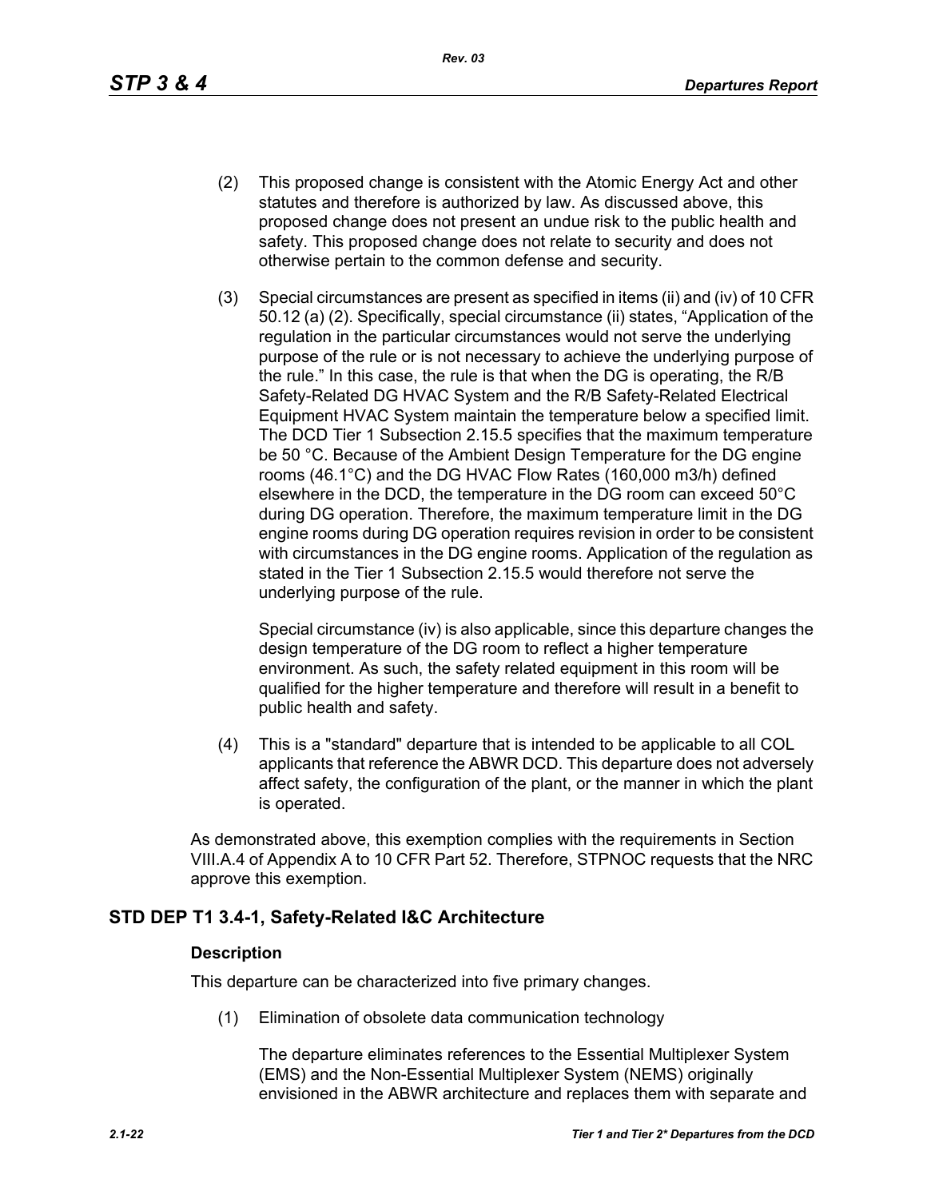(2) This proposed change is consistent with the Atomic Energy Act and other statutes and therefore is authorized by law. As discussed above, this proposed change does not present an undue risk to the public health and safety. This proposed change does not relate to security and does not otherwise pertain to the common defense and security.

(3) Special circumstances are present as specified in items (ii) and (iv) of 10 CFR 50.12 (a) (2). Specifically, special circumstance (ii) states, "Application of the regulation in the particular circumstances would not serve the underlying purpose of the rule or is not necessary to achieve the underlying purpose of the rule." In this case, the rule is that when the DG is operating, the R/B Safety-Related DG HVAC System and the R/B Safety-Related Electrical Equipment HVAC System maintain the temperature below a specified limit. The DCD Tier 1 Subsection 2.15.5 specifies that the maximum temperature be 50 °C. Because of the Ambient Design Temperature for the DG engine rooms (46.1°C) and the DG HVAC Flow Rates (160,000 m3/h) defined elsewhere in the DCD, the temperature in the DG room can exceed 50°C during DG operation. Therefore, the maximum temperature limit in the DG engine rooms during DG operation requires revision in order to be consistent with circumstances in the DG engine rooms. Application of the regulation as stated in the Tier 1 Subsection 2.15.5 would therefore not serve the underlying purpose of the rule.

Special circumstance (iv) is also applicable, since this departure changes the design temperature of the DG room to reflect a higher temperature environment. As such, the safety related equipment in this room will be qualified for the higher temperature and therefore will result in a benefit to public health and safety.

(4) This is a "standard" departure that is intended to be applicable to all COL applicants that reference the ABWR DCD. This departure does not adversely affect safety, the configuration of the plant, or the manner in which the plant is operated.

As demonstrated above, this exemption complies with the requirements in Section VIII.A.4 of Appendix A to 10 CFR Part 52. Therefore, STPNOC requests that the NRC approve this exemption.

## STD DEP T1 3.4-1, Safety-Related I&C Architecture

### Description

This departure can be characterized into five primary changes.

(1) Elimination of obsolete data communication technology

The departure eliminates references to the Essential Multiplexer System (EMS) and the Non-Essential Multiplexer System (NEMS) originally envisioned in the ABWR architecture and replaces them with separate and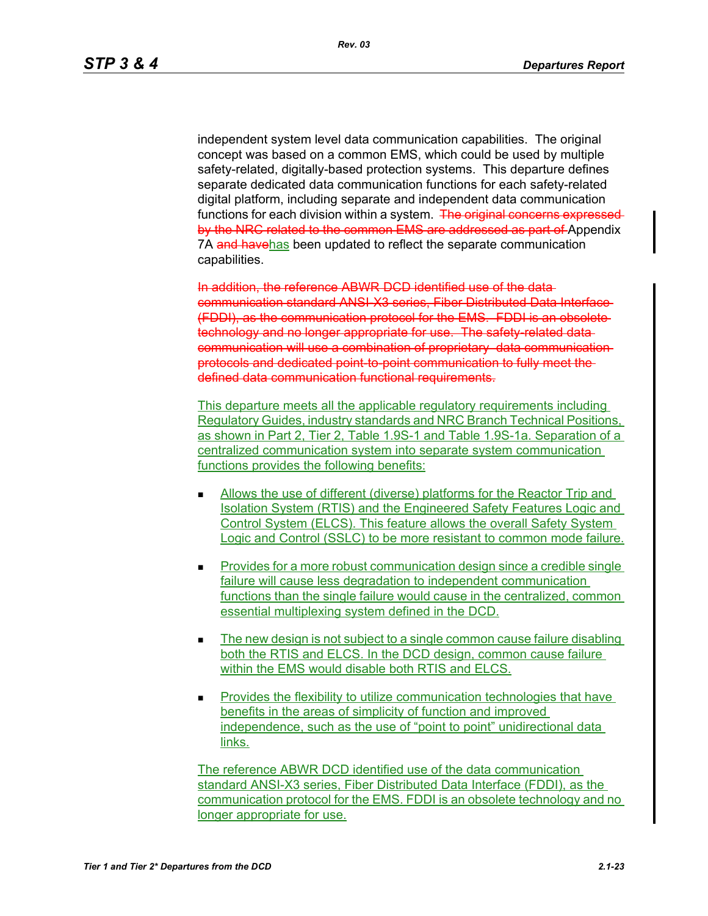independent system level data communication capabilities. The original concept was based on a common EMS, which could be used by multiple safety-related, digitally-based protection systems. This departure defines separate dedicated data communication functions for each safety-related digital platform, including separate and independent data communication functions for each division within a system. ~~The original concerns expressed by the NRC related to the common EMS are addressed as part of~~ Appendix 7A ~~and have~~has been updated to reflect the separate communication capabilities.

~~In addition, the reference ABWR DCD identified use of the data communication standard ANSI-X3 series, Fiber Distributed Data Interface (FDDI), as the communication protocol for the EMS. FDDI is an obsolete technology and no longer appropriate for use. The safety-related data communication will use a combination of proprietary data communication protocols and dedicated point-to-point communication to fully meet the defined data communication functional requirements.~~

This departure meets all the applicable regulatory requirements including Regulatory Guides, industry standards and NRC Branch Technical Positions, as shown in Part 2, Tier 2, Table 1.9S-1 and Table 1.9S-1a. Separation of a centralized communication system into separate system communication functions provides the following benefits:

- Allows the use of different (diverse) platforms for the Reactor Trip and Isolation System (RTIS) and the Engineered Safety Features Logic and Control System (ELCS). This feature allows the overall Safety System Logic and Control (SSLC) to be more resistant to common mode failure.

- Provides for a more robust communication design since a credible single failure will cause less degradation to independent communication functions than the single failure would cause in the centralized, common essential multiplexing system defined in the DCD.

- The new design is not subject to a single common cause failure disabling both the RTIS and ELCS. In the DCD design, common cause failure within the EMS would disable both RTIS and ELCS.

- Provides the flexibility to utilize communication technologies that have benefits in the areas of simplicity of function and improved independence, such as the use of “point to point” unidirectional data links.

The reference ABWR DCD identified use of the data communication standard ANSI-X3 series, Fiber Distributed Data Interface (FDDI), as the communication protocol for the EMS. FDDI is an obsolete technology and no longer appropriate for use.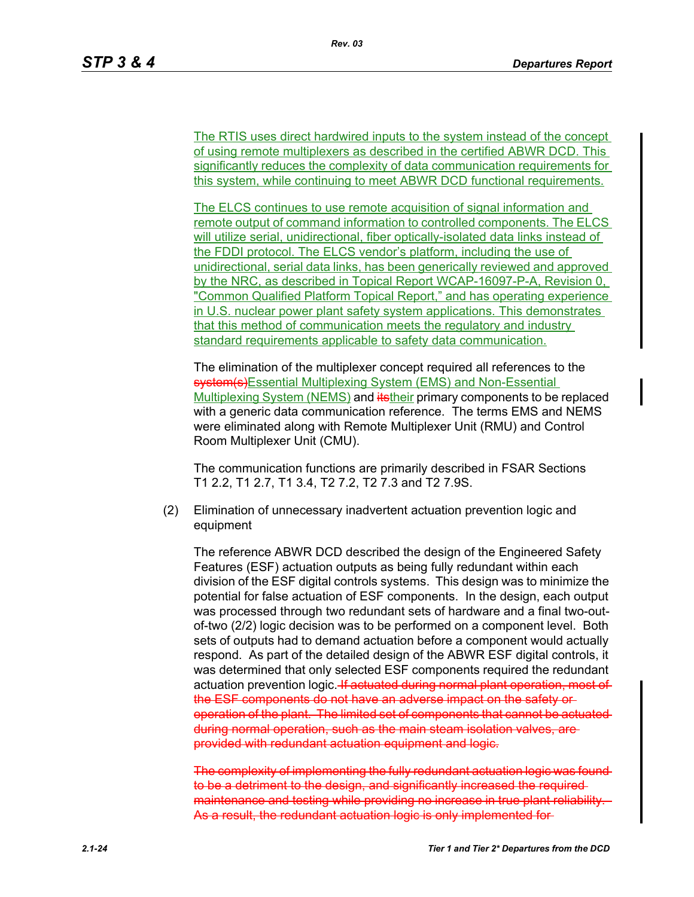The RTIS uses direct hardwired inputs to the system instead of the concept of using remote multiplexers as described in the certified ABWR DCD. This significantly reduces the complexity of data communication requirements for this system, while continuing to meet ABWR DCD functional requirements.

The ELCS continues to use remote acquisition of signal information and remote output of command information to controlled components. The ELCS will utilize serial, unidirectional, fiber optically-isolated data links instead of the FDDI protocol. The ELCS vendor's platform, including the use of unidirectional, serial data links, has been generically reviewed and approved by the NRC, as described in Topical Report WCAP-16097-P-A, Revision 0, "Common Qualified Platform Topical Report," and has operating experience in U.S. nuclear power plant safety system applications. This demonstrates that this method of communication meets the regulatory and industry standard requirements applicable to safety data communication.

The elimination of the multiplexer concept required all references to the ~~system(s)~~Essential Multiplexing System (EMS) and Non-Essential Multiplexing System (NEMS) and ~~its~~their primary components to be replaced with a generic data communication reference. The terms EMS and NEMS were eliminated along with Remote Multiplexer Unit (RMU) and Control Room Multiplexer Unit (CMU).

The communication functions are primarily described in FSAR Sections T1 2.2, T1 2.7, T1 3.4, T2 7.2, T2 7.3 and T2 7.9S.

(2) Elimination of unnecessary inadvertent actuation prevention logic and equipment

The reference ABWR DCD described the design of the Engineered Safety Features (ESF) actuation outputs as being fully redundant within each division of the ESF digital controls systems. This design was to minimize the potential for false actuation of ESF components. In the design, each output was processed through two redundant sets of hardware and a final two-out-of-two (2/2) logic decision was to be performed on a component level. Both sets of outputs had to demand actuation before a component would actually respond. As part of the detailed design of the ABWR ESF digital controls, it was determined that only selected ESF components required the redundant actuation prevention logic. ~~If actuated during normal plant operation, most of the ESF components do not have an adverse impact on the safety or operation of the plant. The limited set of components that cannot be actuated during normal operation, such as the main steam isolation valves, are provided with redundant actuation equipment and logic.~~

~~The complexity of implementing the fully redundant actuation logic was found to be a detriment to the design, and significantly increased the required maintenance and testing while providing no increase in true plant reliability. As a result, the redundant actuation logic is only implemented for~~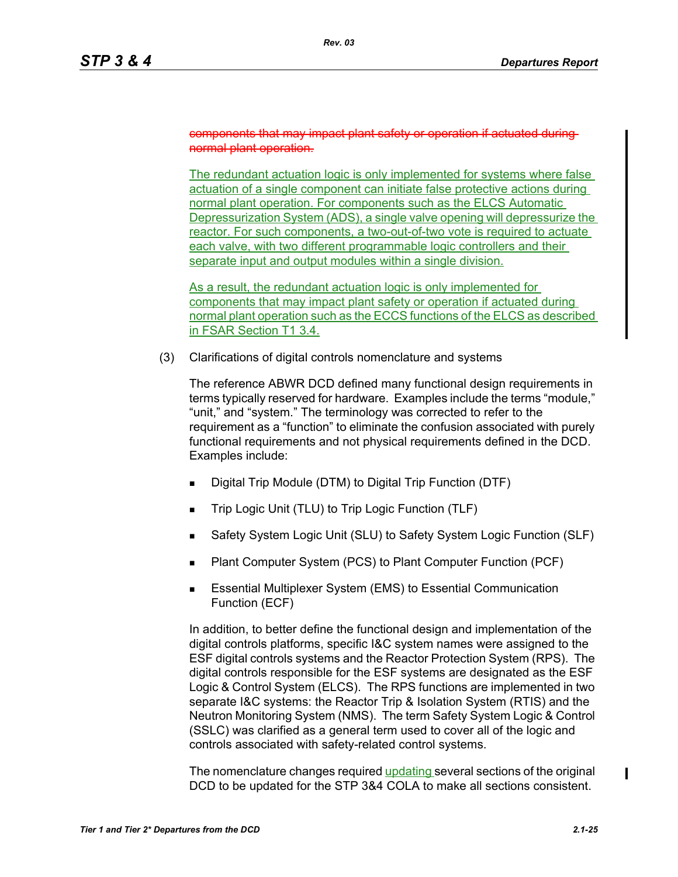~~components that may impact plant safety or operation if actuated during normal plant operation.~~

<u>The redundant actuation logic is only implemented for systems where false actuation of a single component can initiate false protective actions during normal plant operation. For components such as the ELCS Automatic Depressurization System (ADS), a single valve opening will depressurize the reactor. For such components, a two-out-of-two vote is required to actuate each valve, with two different programmable logic controllers and their separate input and output modules within a single division.</u>

<u>As a result, the redundant actuation logic is only implemented for components that may impact plant safety or operation if actuated during normal plant operation such as the ECCS functions of the ELCS as described in FSAR Section T1 3.4.</u>

(3) Clarifications of digital controls nomenclature and systems

The reference ABWR DCD defined many functional design requirements in terms typically reserved for hardware. Examples include the terms “module,” “unit,” and “system.” The terminology was corrected to refer to the requirement as a “function” to eliminate the confusion associated with purely functional requirements and not physical requirements defined in the DCD. Examples include:

- Digital Trip Module (DTM) to Digital Trip Function (DTF)
- Trip Logic Unit (TLU) to Trip Logic Function (TLF)
- Safety System Logic Unit (SLU) to Safety System Logic Function (SLF)
- Plant Computer System (PCS) to Plant Computer Function (PCF)
- Essential Multiplexer System (EMS) to Essential Communication Function (ECF)

In addition, to better define the functional design and implementation of the digital controls platforms, specific I&C system names were assigned to the ESF digital controls systems and the Reactor Protection System (RPS). The digital controls responsible for the ESF systems are designated as the ESF Logic & Control System (ELCS). The RPS functions are implemented in two separate I&C systems: the Reactor Trip & Isolation System (RTIS) and the Neutron Monitoring System (NMS). The term Safety System Logic & Control (SSLC) was clarified as a general term used to cover all of the logic and controls associated with safety-related control systems.

The nomenclature changes required <u>updating</u> several sections of the original DCD to be updated for the STP 3&4 COLA to make all sections consistent.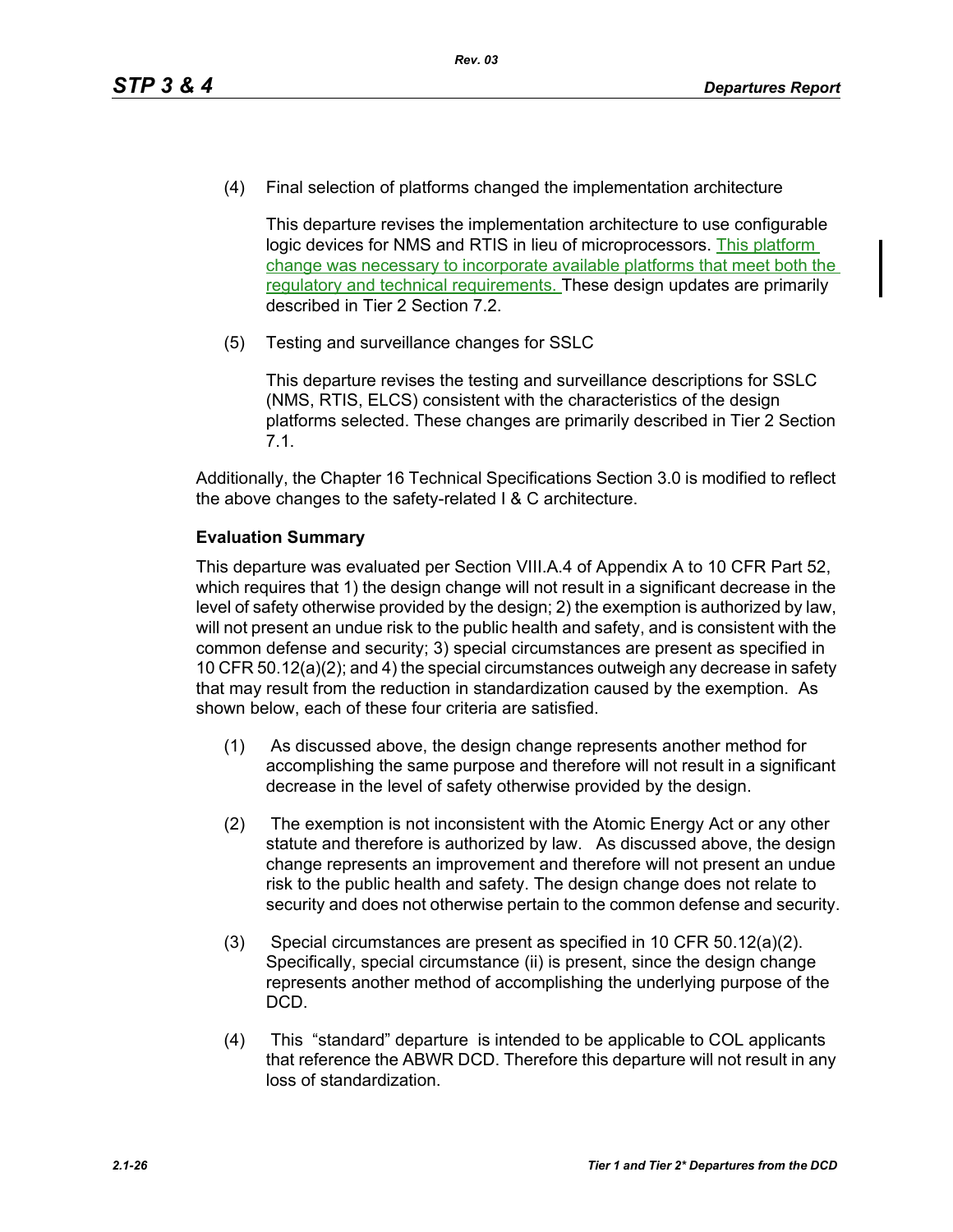(4) Final selection of platforms changed the implementation architecture

This departure revises the implementation architecture to use configurable logic devices for NMS and RTIS in lieu of microprocessors. This platform change was necessary to incorporate available platforms that meet both the regulatory and technical requirements. These design updates are primarily described in Tier 2 Section 7.2.

(5) Testing and surveillance changes for SSLC

This departure revises the testing and surveillance descriptions for SSLC (NMS, RTIS, ELCS) consistent with the characteristics of the design platforms selected. These changes are primarily described in Tier 2 Section 7.1.

Additionally, the Chapter 16 Technical Specifications Section 3.0 is modified to reflect the above changes to the safety-related I & C architecture.

**Evaluation Summary**

This departure was evaluated per Section VIII.A.4 of Appendix A to 10 CFR Part 52, which requires that 1) the design change will not result in a significant decrease in the level of safety otherwise provided by the design; 2) the exemption is authorized by law, will not present an undue risk to the public health and safety, and is consistent with the common defense and security; 3) special circumstances are present as specified in 10 CFR 50.12(a)(2); and 4) the special circumstances outweigh any decrease in safety that may result from the reduction in standardization caused by the exemption. As shown below, each of these four criteria are satisfied.

(1) As discussed above, the design change represents another method for accomplishing the same purpose and therefore will not result in a significant decrease in the level of safety otherwise provided by the design.

(2) The exemption is not inconsistent with the Atomic Energy Act or any other statute and therefore is authorized by law. As discussed above, the design change represents an improvement and therefore will not present an undue risk to the public health and safety. The design change does not relate to security and does not otherwise pertain to the common defense and security.

(3) Special circumstances are present as specified in 10 CFR 50.12(a)(2). Specifically, special circumstance (ii) is present, since the design change represents another method of accomplishing the underlying purpose of the DCD.

(4) This "standard" departure is intended to be applicable to COL applicants that reference the ABWR DCD. Therefore this departure will not result in any loss of standardization.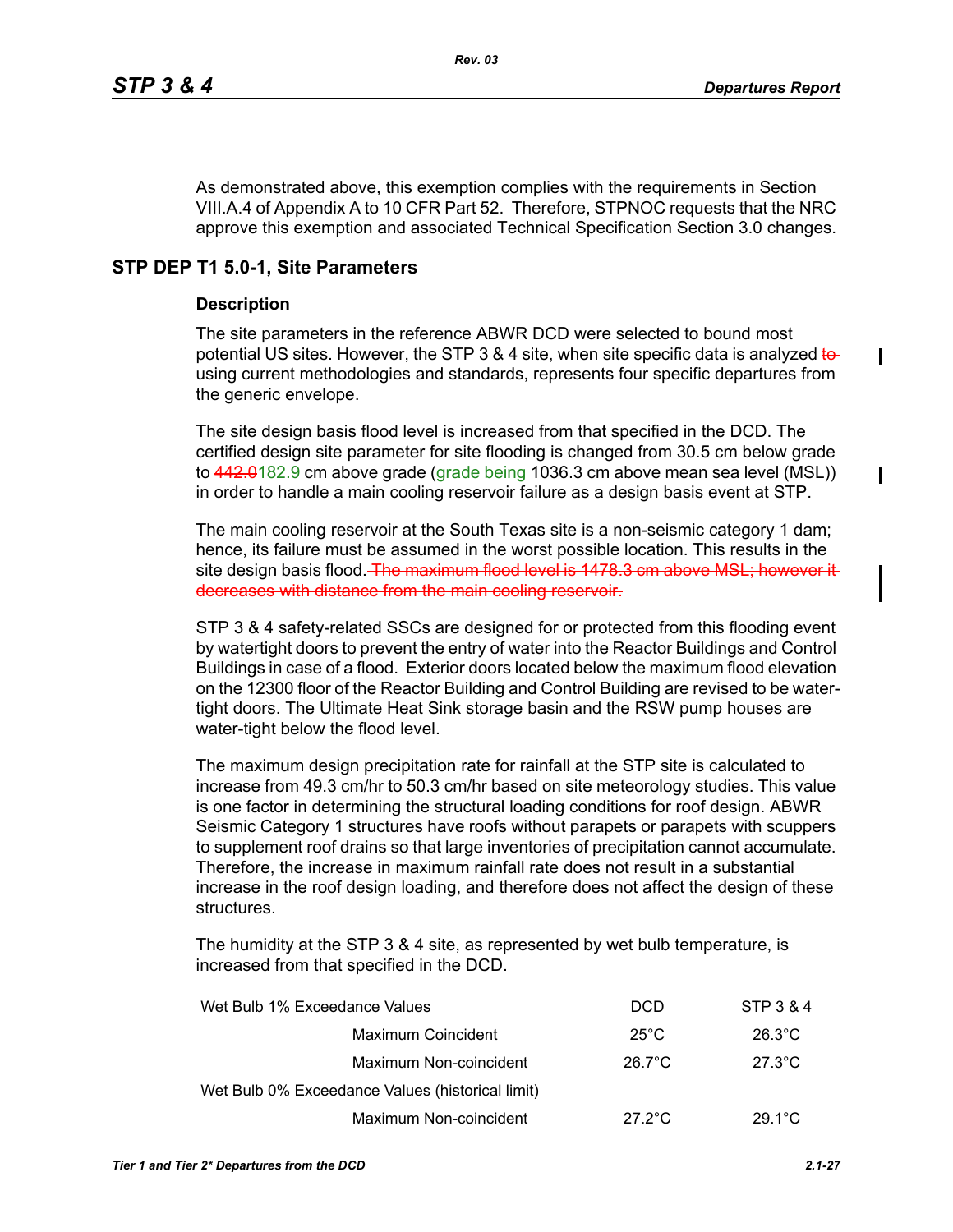As demonstrated above, this exemption complies with the requirements in Section VIII.A.4 of Appendix A to 10 CFR Part 52. Therefore, STPNOC requests that the NRC approve this exemption and associated Technical Specification Section 3.0 changes.

## STP DEP T1 5.0-1, Site Parameters

### Description

The site parameters in the reference ABWR DCD were selected to bound most potential US sites. However, the STP 3 & 4 site, when site specific data is analyzed ~~to~~ using current methodologies and standards, represents four specific departures from the generic envelope.

The site design basis flood level is increased from that specified in the DCD. The certified design site parameter for site flooding is changed from 30.5 cm below grade to ~~442.0~~182.9 cm above grade (grade being 1036.3 cm above mean sea level (MSL)) in order to handle a main cooling reservoir failure as a design basis event at STP.

The main cooling reservoir at the South Texas site is a non-seismic category 1 dam; hence, its failure must be assumed in the worst possible location. This results in the site design basis flood. ~~The maximum flood level is 1478.3 cm above MSL; however it decreases with distance from the main cooling reservoir.~~

STP 3 & 4 safety-related SSCs are designed for or protected from this flooding event by watertight doors to prevent the entry of water into the Reactor Buildings and Control Buildings in case of a flood. Exterior doors located below the maximum flood elevation on the 12300 floor of the Reactor Building and Control Building are revised to be water-tight doors. The Ultimate Heat Sink storage basin and the RSW pump houses are water-tight below the flood level.

The maximum design precipitation rate for rainfall at the STP site is calculated to increase from 49.3 cm/hr to 50.3 cm/hr based on site meteorology studies. This value is one factor in determining the structural loading conditions for roof design. ABWR Seismic Category 1 structures have roofs without parapets or parapets with scuppers to supplement roof drains so that large inventories of precipitation cannot accumulate. Therefore, the increase in maximum rainfall rate does not result in a substantial increase in the roof design loading, and therefore does not affect the design of these structures.

The humidity at the STP 3 & 4 site, as represented by wet bulb temperature, is increased from that specified in the DCD.

| Wet Bulb 1% Exceedance Values | | DCD | STP 3 & 4 |
|---|---|---|---|
| | Maximum Coincident | 25°C | 26.3°C |
| | Maximum Non-coincident | 26.7°C | 27.3°C |
| Wet Bulb 0% Exceedance Values (historical limit) | | | |
| | Maximum Non-coincident | 27.2°C | 29.1°C |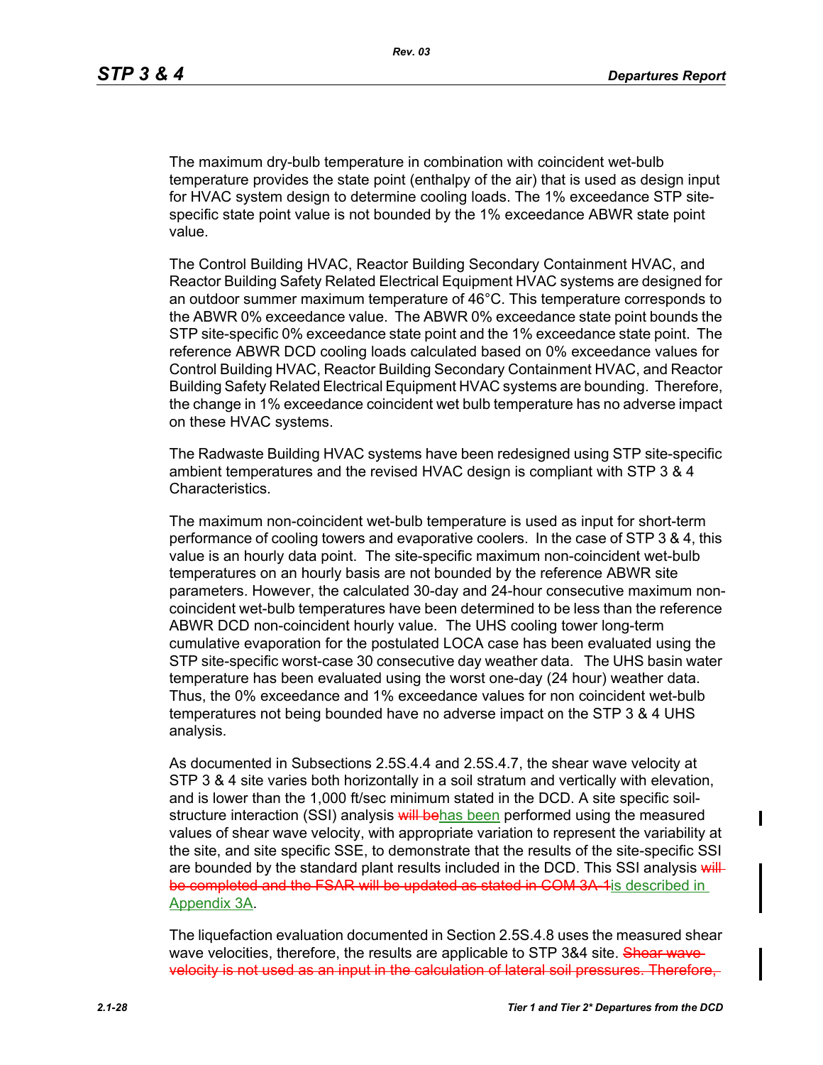The maximum dry-bulb temperature in combination with coincident wet-bulb temperature provides the state point (enthalpy of the air) that is used as design input for HVAC system design to determine cooling loads. The 1% exceedance STP site-specific state point value is not bounded by the 1% exceedance ABWR state point value.

The Control Building HVAC, Reactor Building Secondary Containment HVAC, and Reactor Building Safety Related Electrical Equipment HVAC systems are designed for an outdoor summer maximum temperature of 46°C. This temperature corresponds to the ABWR 0% exceedance value. The ABWR 0% exceedance state point bounds the STP site-specific 0% exceedance state point and the 1% exceedance state point. The reference ABWR DCD cooling loads calculated based on 0% exceedance values for Control Building HVAC, Reactor Building Secondary Containment HVAC, and Reactor Building Safety Related Electrical Equipment HVAC systems are bounding. Therefore, the change in 1% exceedance coincident wet bulb temperature has no adverse impact on these HVAC systems.

The Radwaste Building HVAC systems have been redesigned using STP site-specific ambient temperatures and the revised HVAC design is compliant with STP 3 & 4 Characteristics.

The maximum non-coincident wet-bulb temperature is used as input for short-term performance of cooling towers and evaporative coolers. In the case of STP 3 & 4, this value is an hourly data point. The site-specific maximum non-coincident wet-bulb temperatures on an hourly basis are not bounded by the reference ABWR site parameters. However, the calculated 30-day and 24-hour consecutive maximum non-coincident wet-bulb temperatures have been determined to be less than the reference ABWR DCD non-coincident hourly value. The UHS cooling tower long-term cumulative evaporation for the postulated LOCA case has been evaluated using the STP site-specific worst-case 30 consecutive day weather data. The UHS basin water temperature has been evaluated using the worst one-day (24 hour) weather data. Thus, the 0% exceedance and 1% exceedance values for non coincident wet-bulb temperatures not being bounded have no adverse impact on the STP 3 & 4 UHS analysis.

As documented in Subsections 2.5S.4.4 and 2.5S.4.7, the shear wave velocity at STP 3 & 4 site varies both horizontally in a soil stratum and vertically with elevation, and is lower than the 1,000 ft/sec minimum stated in the DCD. A site specific soil-structure interaction (SSI) analysis ~~will be~~has been performed using the measured values of shear wave velocity, with appropriate variation to represent the variability at the site, and site specific SSE, to demonstrate that the results of the site-specific SSI are bounded by the standard plant results included in the DCD. This SSI analysis ~~will be completed and the FSAR will be updated as stated in COM 3A-1~~is described in Appendix 3A.

The liquefaction evaluation documented in Section 2.5S.4.8 uses the measured shear wave velocities, therefore, the results are applicable to STP 3&4 site. ~~Shear wave velocity is not used as an input in the calculation of lateral soil pressures. Therefore,~~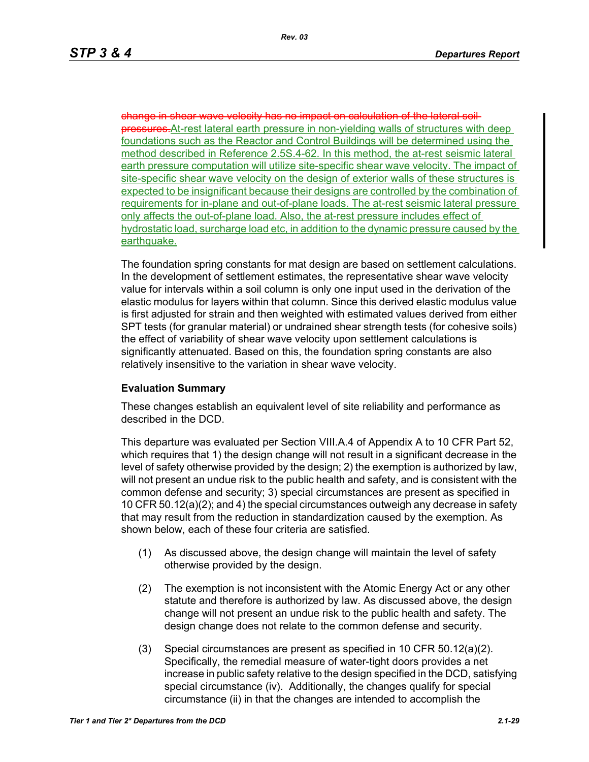~~change in shear wave velocity has no impact on calculation of the lateral soil pressures.~~At-rest lateral earth pressure in non-yielding walls of structures with deep foundations such as the Reactor and Control Buildings will be determined using the method described in Reference 2.5S.4-62. In this method, the at-rest seismic lateral earth pressure computation will utilize site-specific shear wave velocity. The impact of site-specific shear wave velocity on the design of exterior walls of these structures is expected to be insignificant because their designs are controlled by the combination of requirements for in-plane and out-of-plane loads. The at-rest seismic lateral pressure only affects the out-of-plane load. Also, the at-rest pressure includes effect of hydrostatic load, surcharge load etc, in addition to the dynamic pressure caused by the earthquake.

The foundation spring constants for mat design are based on settlement calculations. In the development of settlement estimates, the representative shear wave velocity value for intervals within a soil column is only one input used in the derivation of the elastic modulus for layers within that column. Since this derived elastic modulus value is first adjusted for strain and then weighted with estimated values derived from either SPT tests (for granular material) or undrained shear strength tests (for cohesive soils) the effect of variability of shear wave velocity upon settlement calculations is significantly attenuated. Based on this, the foundation spring constants are also relatively insensitive to the variation in shear wave velocity.

**Evaluation Summary**

These changes establish an equivalent level of site reliability and performance as described in the DCD.

This departure was evaluated per Section VIII.A.4 of Appendix A to 10 CFR Part 52, which requires that 1) the design change will not result in a significant decrease in the level of safety otherwise provided by the design; 2) the exemption is authorized by law, will not present an undue risk to the public health and safety, and is consistent with the common defense and security; 3) special circumstances are present as specified in 10 CFR 50.12(a)(2); and 4) the special circumstances outweigh any decrease in safety that may result from the reduction in standardization caused by the exemption. As shown below, each of these four criteria are satisfied.

(1) As discussed above, the design change will maintain the level of safety otherwise provided by the design.

(2) The exemption is not inconsistent with the Atomic Energy Act or any other statute and therefore is authorized by law. As discussed above, the design change will not present an undue risk to the public health and safety. The design change does not relate to the common defense and security.

(3) Special circumstances are present as specified in 10 CFR 50.12(a)(2). Specifically, the remedial measure of water-tight doors provides a net increase in public safety relative to the design specified in the DCD, satisfying special circumstance (iv). Additionally, the changes qualify for special circumstance (ii) in that the changes are intended to accomplish the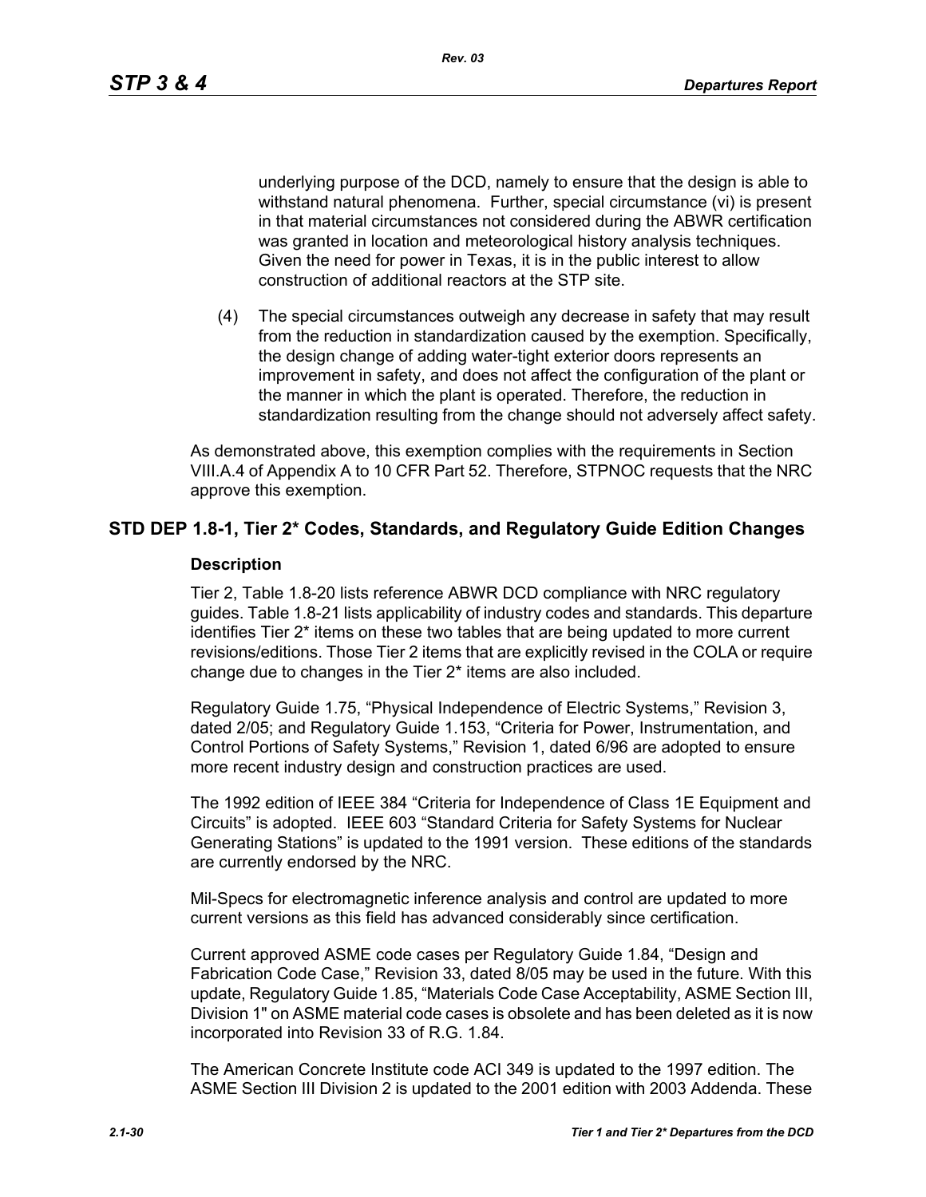underlying purpose of the DCD, namely to ensure that the design is able to withstand natural phenomena. Further, special circumstance (vi) is present in that material circumstances not considered during the ABWR certification was granted in location and meteorological history analysis techniques. Given the need for power in Texas, it is in the public interest to allow construction of additional reactors at the STP site.

(4) The special circumstances outweigh any decrease in safety that may result from the reduction in standardization caused by the exemption. Specifically, the design change of adding water-tight exterior doors represents an improvement in safety, and does not affect the configuration of the plant or the manner in which the plant is operated. Therefore, the reduction in standardization resulting from the change should not adversely affect safety.

As demonstrated above, this exemption complies with the requirements in Section VIII.A.4 of Appendix A to 10 CFR Part 52. Therefore, STPNOC requests that the NRC approve this exemption.

## STD DEP 1.8-1, Tier 2* Codes, Standards, and Regulatory Guide Edition Changes

### Description

Tier 2, Table 1.8-20 lists reference ABWR DCD compliance with NRC regulatory guides. Table 1.8-21 lists applicability of industry codes and standards. This departure identifies Tier 2* items on these two tables that are being updated to more current revisions/editions. Those Tier 2 items that are explicitly revised in the COLA or require change due to changes in the Tier 2* items are also included.

Regulatory Guide 1.75, "Physical Independence of Electric Systems," Revision 3, dated 2/05; and Regulatory Guide 1.153, "Criteria for Power, Instrumentation, and Control Portions of Safety Systems," Revision 1, dated 6/96 are adopted to ensure more recent industry design and construction practices are used.

The 1992 edition of IEEE 384 "Criteria for Independence of Class 1E Equipment and Circuits" is adopted. IEEE 603 "Standard Criteria for Safety Systems for Nuclear Generating Stations" is updated to the 1991 version. These editions of the standards are currently endorsed by the NRC.

Mil-Specs for electromagnetic inference analysis and control are updated to more current versions as this field has advanced considerably since certification.

Current approved ASME code cases per Regulatory Guide 1.84, "Design and Fabrication Code Case," Revision 33, dated 8/05 may be used in the future. With this update, Regulatory Guide 1.85, "Materials Code Case Acceptability, ASME Section III, Division 1" on ASME material code cases is obsolete and has been deleted as it is now incorporated into Revision 33 of R.G. 1.84.

The American Concrete Institute code ACI 349 is updated to the 1997 edition. The ASME Section III Division 2 is updated to the 2001 edition with 2003 Addenda. These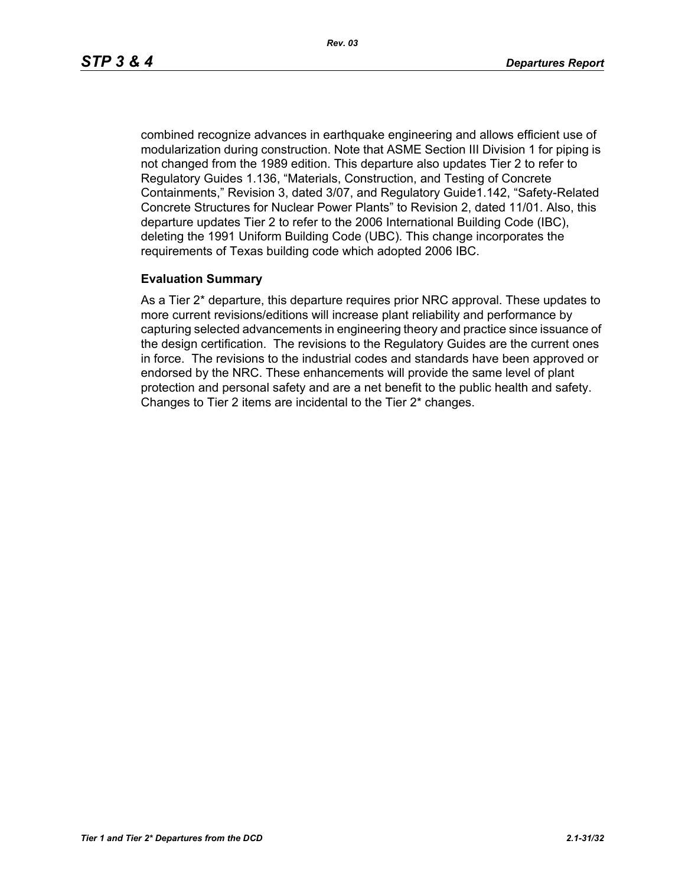combined recognize advances in earthquake engineering and allows efficient use of modularization during construction. Note that ASME Section III Division 1 for piping is not changed from the 1989 edition. This departure also updates Tier 2 to refer to Regulatory Guides 1.136, "Materials, Construction, and Testing of Concrete Containments," Revision 3, dated 3/07, and Regulatory Guide1.142, "Safety-Related Concrete Structures for Nuclear Power Plants" to Revision 2, dated 11/01. Also, this departure updates Tier 2 to refer to the 2006 International Building Code (IBC), deleting the 1991 Uniform Building Code (UBC). This change incorporates the requirements of Texas building code which adopted 2006 IBC.

**Evaluation Summary**

As a Tier 2* departure, this departure requires prior NRC approval. These updates to more current revisions/editions will increase plant reliability and performance by capturing selected advancements in engineering theory and practice since issuance of the design certification. The revisions to the Regulatory Guides are the current ones in force. The revisions to the industrial codes and standards have been approved or endorsed by the NRC. These enhancements will provide the same level of plant protection and personal safety and are a net benefit to the public health and safety. Changes to Tier 2 items are incidental to the Tier 2* changes.